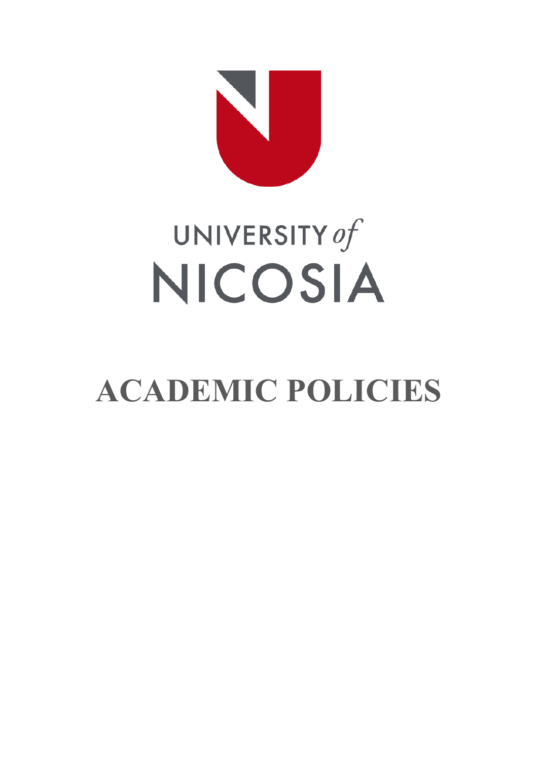UNIVERSITY *of*

NICOSIA

# ACADEMIC POLICIES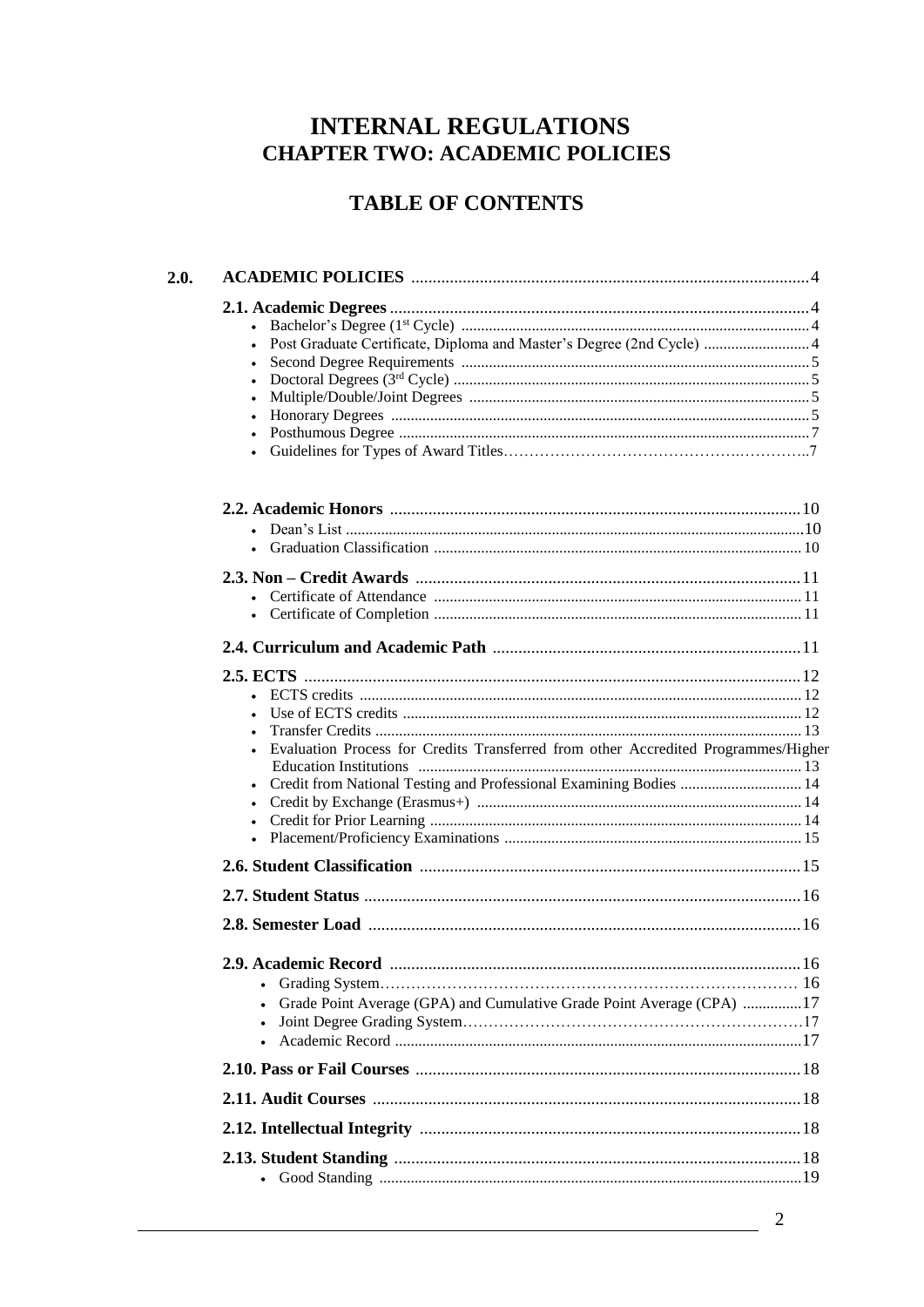# INTERNAL REGULATIONS
## CHAPTER TWO: ACADEMIC POLICIES

## TABLE OF CONTENTS

**2.0. ACADEMIC POLICIES** ..... 4

**2.1. Academic Degrees** ..... 4
- Bachelor's Degree (1st Cycle) ..... 4
- Post Graduate Certificate, Diploma and Master's Degree (2nd Cycle) ..... 4
- Second Degree Requirements ..... 5
- Doctoral Degrees (3rd Cycle) ..... 5
- Multiple/Double/Joint Degrees ..... 5
- Honorary Degrees ..... 5
- Posthumous Degree ..... 7
- Guidelines for Types of Award Titles ..... 7

**2.2. Academic Honors** ..... 10
- Dean's List ..... 10
- Graduation Classification ..... 10

**2.3. Non – Credit Awards** ..... 11
- Certificate of Attendance ..... 11
- Certificate of Completion ..... 11

**2.4. Curriculum and Academic Path** ..... 11

**2.5. ECTS** ..... 12
- ECTS credits ..... 12
- Use of ECTS credits ..... 12
- Transfer Credits ..... 13
- Evaluation Process for Credits Transferred from other Accredited Programmes/Higher Education Institutions ..... 13
- Credit from National Testing and Professional Examining Bodies ..... 14
- Credit by Exchange (Erasmus+) ..... 14
- Credit for Prior Learning ..... 14
- Placement/Proficiency Examinations ..... 15

**2.6. Student Classification** ..... 15

**2.7. Student Status** ..... 16

**2.8. Semester Load** ..... 16

**2.9. Academic Record** ..... 16
- Grading System ..... 16
- Grade Point Average (GPA) and Cumulative Grade Point Average (CPA) ..... 17
- Joint Degree Grading System ..... 17
- Academic Record ..... 17

**2.10. Pass or Fail Courses** ..... 18

**2.11. Audit Courses** ..... 18

**2.12. Intellectual Integrity** ..... 18

**2.13. Student Standing** ..... 18
- Good Standing ..... 19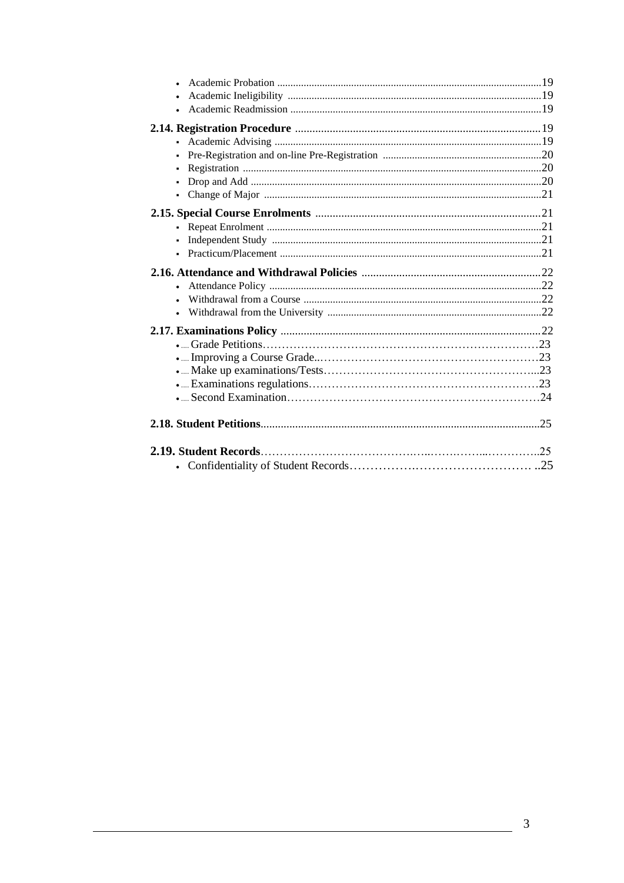- Academic Probation ....................................................................................................19
- Academic Ineligibility ..................................................................................................19
- Academic Readmission ...............................................................................................19

**2.14. Registration Procedure** .....................................................................................19

- Academic Advising ......................................................................................................19
- Pre-Registration and on-line Pre-Registration .............................................................20
- Registration ..................................................................................................................20
- Drop and Add ...............................................................................................................20
- Change of Major ...........................................................................................................21

**2.15. Special Course Enrolments** ..............................................................................21

- Repeat Enrolment .........................................................................................................21
- Independent Study .......................................................................................................21
- Practicum/Placement ....................................................................................................21

**2.16. Attendance and Withdrawal Policies** ..............................................................22

- Attendance Policy .........................................................................................................22
- Withdrawal from a Course ............................................................................................22
- Withdrawal from the University ...................................................................................22

**2.17. Examinations Policy** ..........................................................................................22

- Grade Petitions...............................................................................................................23
- Improving a Course Grade..............................................................................................23
- Make up examinations/Tests............................................................................................23
- Examinations regulations................................................................................................23
- Second Examination.......................................................................................................24

**2.18. Student Petitions**..................................................................................................25

**2.19. Student Records**.....................................................................................................25

- Confidentiality of Student Records.................................................................................25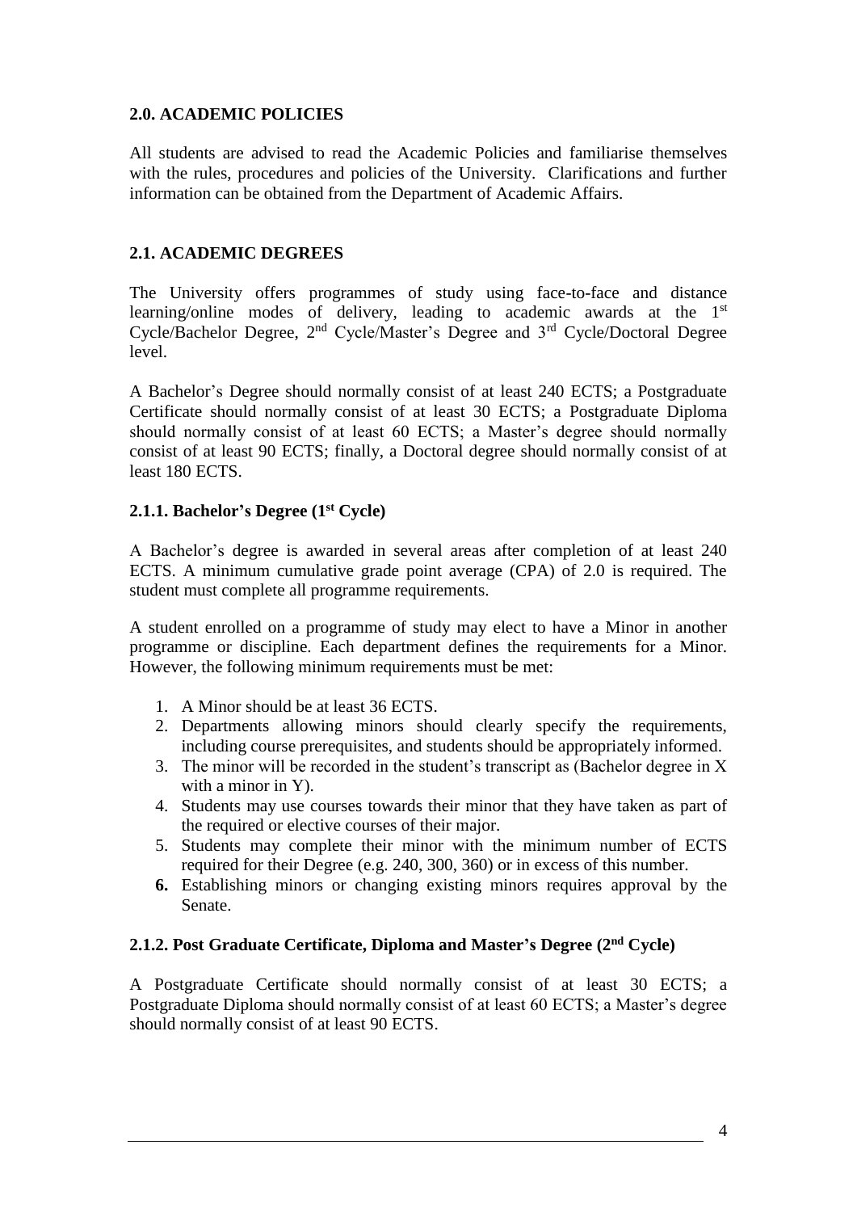## 2.0. ACADEMIC POLICIES

All students are advised to read the Academic Policies and familiarise themselves with the rules, procedures and policies of the University. Clarifications and further information can be obtained from the Department of Academic Affairs.

## 2.1. ACADEMIC DEGREES

The University offers programmes of study using face-to-face and distance learning/online modes of delivery, leading to academic awards at the 1st Cycle/Bachelor Degree, 2nd Cycle/Master's Degree and 3rd Cycle/Doctoral Degree level.

A Bachelor's Degree should normally consist of at least 240 ECTS; a Postgraduate Certificate should normally consist of at least 30 ECTS; a Postgraduate Diploma should normally consist of at least 60 ECTS; a Master's degree should normally consist of at least 90 ECTS; finally, a Doctoral degree should normally consist of at least 180 ECTS.

### 2.1.1. Bachelor's Degree (1st Cycle)

A Bachelor's degree is awarded in several areas after completion of at least 240 ECTS. A minimum cumulative grade point average (CPA) of 2.0 is required. The student must complete all programme requirements.

A student enrolled on a programme of study may elect to have a Minor in another programme or discipline. Each department defines the requirements for a Minor. However, the following minimum requirements must be met:

1. A Minor should be at least 36 ECTS.
2. Departments allowing minors should clearly specify the requirements, including course prerequisites, and students should be appropriately informed.
3. The minor will be recorded in the student's transcript as (Bachelor degree in X with a minor in Y).
4. Students may use courses towards their minor that they have taken as part of the required or elective courses of their major.
5. Students may complete their minor with the minimum number of ECTS required for their Degree (e.g. 240, 300, 360) or in excess of this number.
6. Establishing minors or changing existing minors requires approval by the Senate.

### 2.1.2. Post Graduate Certificate, Diploma and Master's Degree (2nd Cycle)

A Postgraduate Certificate should normally consist of at least 30 ECTS; a Postgraduate Diploma should normally consist of at least 60 ECTS; a Master's degree should normally consist of at least 90 ECTS.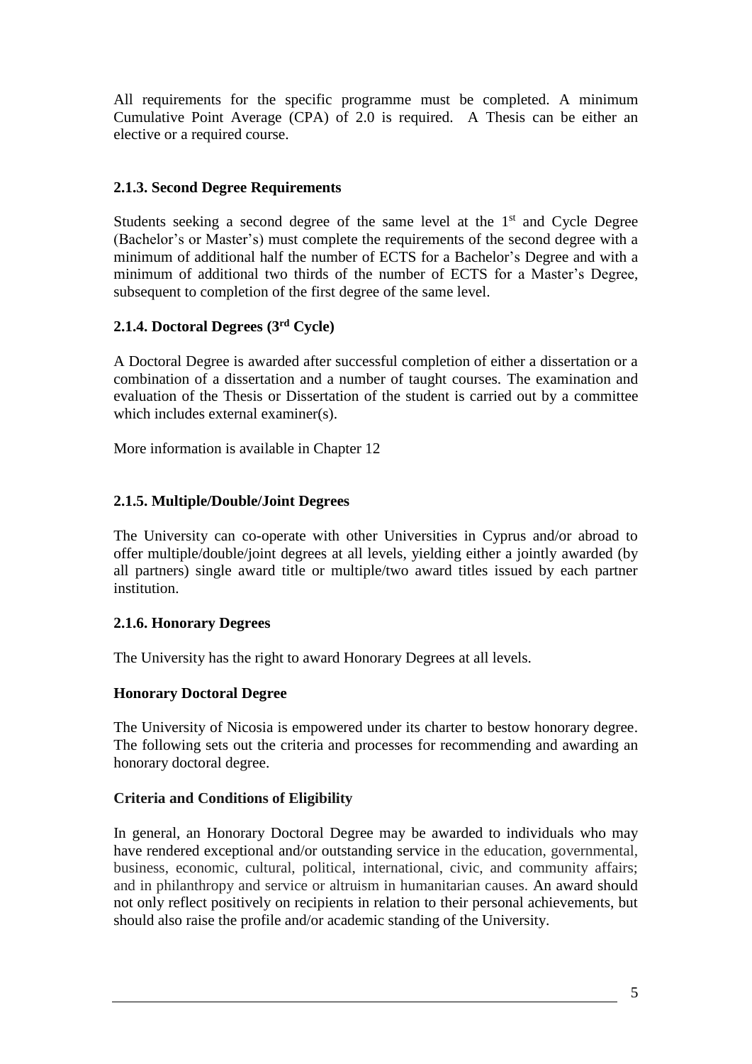All requirements for the specific programme must be completed. A minimum Cumulative Point Average (CPA) of 2.0 is required. A Thesis can be either an elective or a required course.

### 2.1.3. Second Degree Requirements

Students seeking a second degree of the same level at the 1st and Cycle Degree (Bachelor's or Master's) must complete the requirements of the second degree with a minimum of additional half the number of ECTS for a Bachelor's Degree and with a minimum of additional two thirds of the number of ECTS for a Master's Degree, subsequent to completion of the first degree of the same level.

### 2.1.4. Doctoral Degrees (3rd Cycle)

A Doctoral Degree is awarded after successful completion of either a dissertation or a combination of a dissertation and a number of taught courses. The examination and evaluation of the Thesis or Dissertation of the student is carried out by a committee which includes external examiner(s).

More information is available in Chapter 12

### 2.1.5. Multiple/Double/Joint Degrees

The University can co-operate with other Universities in Cyprus and/or abroad to offer multiple/double/joint degrees at all levels, yielding either a jointly awarded (by all partners) single award title or multiple/two award titles issued by each partner institution.

### 2.1.6. Honorary Degrees

The University has the right to award Honorary Degrees at all levels.

**Honorary Doctoral Degree**

The University of Nicosia is empowered under its charter to bestow honorary degree. The following sets out the criteria and processes for recommending and awarding an honorary doctoral degree.

**Criteria and Conditions of Eligibility**

In general, an Honorary Doctoral Degree may be awarded to individuals who may have rendered exceptional and/or outstanding service in the education, governmental, business, economic, cultural, political, international, civic, and community affairs; and in philanthropy and service or altruism in humanitarian causes. An award should not only reflect positively on recipients in relation to their personal achievements, but should also raise the profile and/or academic standing of the University.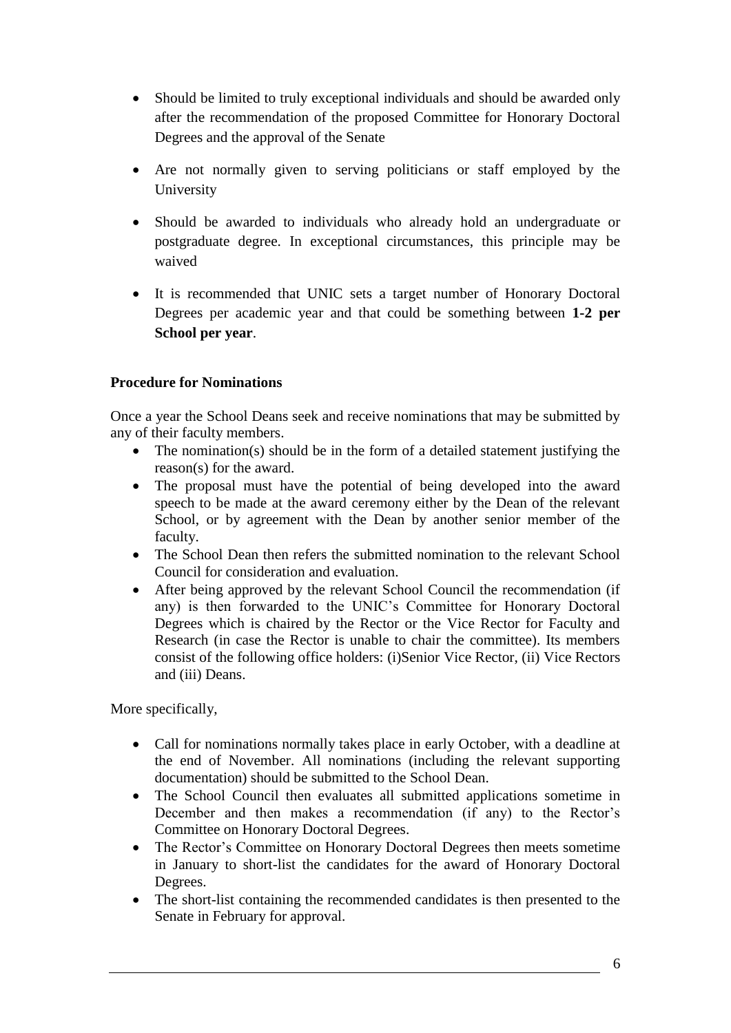- Should be limited to truly exceptional individuals and should be awarded only after the recommendation of the proposed Committee for Honorary Doctoral Degrees and the approval of the Senate
- Are not normally given to serving politicians or staff employed by the University
- Should be awarded to individuals who already hold an undergraduate or postgraduate degree. In exceptional circumstances, this principle may be waived
- It is recommended that UNIC sets a target number of Honorary Doctoral Degrees per academic year and that could be something between **1-2 per School per year**.

**Procedure for Nominations**

Once a year the School Deans seek and receive nominations that may be submitted by any of their faculty members.

- The nomination(s) should be in the form of a detailed statement justifying the reason(s) for the award.
- The proposal must have the potential of being developed into the award speech to be made at the award ceremony either by the Dean of the relevant School, or by agreement with the Dean by another senior member of the faculty.
- The School Dean then refers the submitted nomination to the relevant School Council for consideration and evaluation.
- After being approved by the relevant School Council the recommendation (if any) is then forwarded to the UNIC's Committee for Honorary Doctoral Degrees which is chaired by the Rector or the Vice Rector for Faculty and Research (in case the Rector is unable to chair the committee). Its members consist of the following office holders: (i)Senior Vice Rector, (ii) Vice Rectors and (iii) Deans.

More specifically,

- Call for nominations normally takes place in early October, with a deadline at the end of November. All nominations (including the relevant supporting documentation) should be submitted to the School Dean.
- The School Council then evaluates all submitted applications sometime in December and then makes a recommendation (if any) to the Rector's Committee on Honorary Doctoral Degrees.
- The Rector's Committee on Honorary Doctoral Degrees then meets sometime in January to short-list the candidates for the award of Honorary Doctoral Degrees.
- The short-list containing the recommended candidates is then presented to the Senate in February for approval.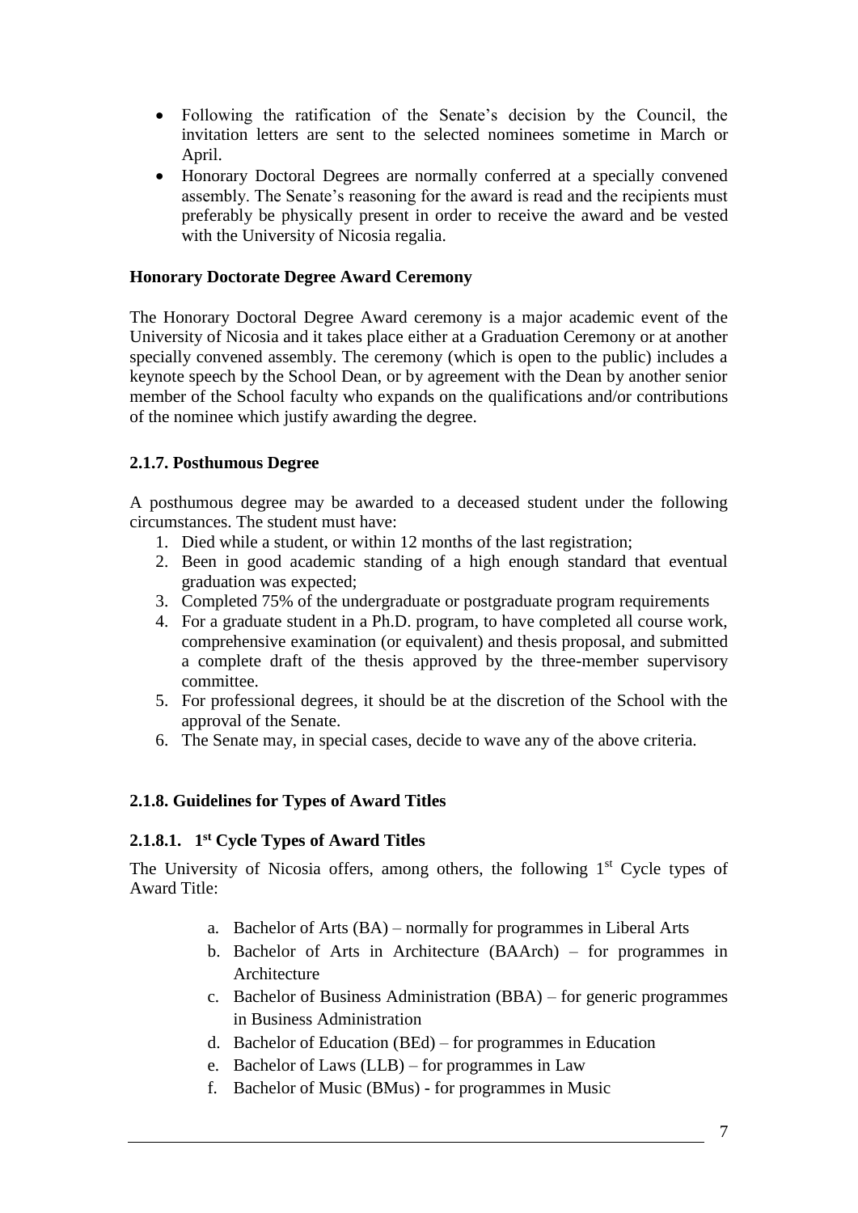- Following the ratification of the Senate's decision by the Council, the invitation letters are sent to the selected nominees sometime in March or April.
- Honorary Doctoral Degrees are normally conferred at a specially convened assembly. The Senate's reasoning for the award is read and the recipients must preferably be physically present in order to receive the award and be vested with the University of Nicosia regalia.

**Honorary Doctorate Degree Award Ceremony**

The Honorary Doctoral Degree Award ceremony is a major academic event of the University of Nicosia and it takes place either at a Graduation Ceremony or at another specially convened assembly. The ceremony (which is open to the public) includes a keynote speech by the School Dean, or by agreement with the Dean by another senior member of the School faculty who expands on the qualifications and/or contributions of the nominee which justify awarding the degree.

### 2.1.7. Posthumous Degree

A posthumous degree may be awarded to a deceased student under the following circumstances. The student must have:

1. Died while a student, or within 12 months of the last registration;
2. Been in good academic standing of a high enough standard that eventual graduation was expected;
3. Completed 75% of the undergraduate or postgraduate program requirements
4. For a graduate student in a Ph.D. program, to have completed all course work, comprehensive examination (or equivalent) and thesis proposal, and submitted a complete draft of the thesis approved by the three-member supervisory committee.
5. For professional degrees, it should be at the discretion of the School with the approval of the Senate.
6. The Senate may, in special cases, decide to wave any of the above criteria.

### 2.1.8. Guidelines for Types of Award Titles

#### 2.1.8.1. 1st Cycle Types of Award Titles

The University of Nicosia offers, among others, the following 1st Cycle types of Award Title:

a. Bachelor of Arts (BA) – normally for programmes in Liberal Arts
b. Bachelor of Arts in Architecture (BAArch) – for programmes in Architecture
c. Bachelor of Business Administration (BBA) – for generic programmes in Business Administration
d. Bachelor of Education (BEd) – for programmes in Education
e. Bachelor of Laws (LLB) – for programmes in Law
f. Bachelor of Music (BMus) - for programmes in Music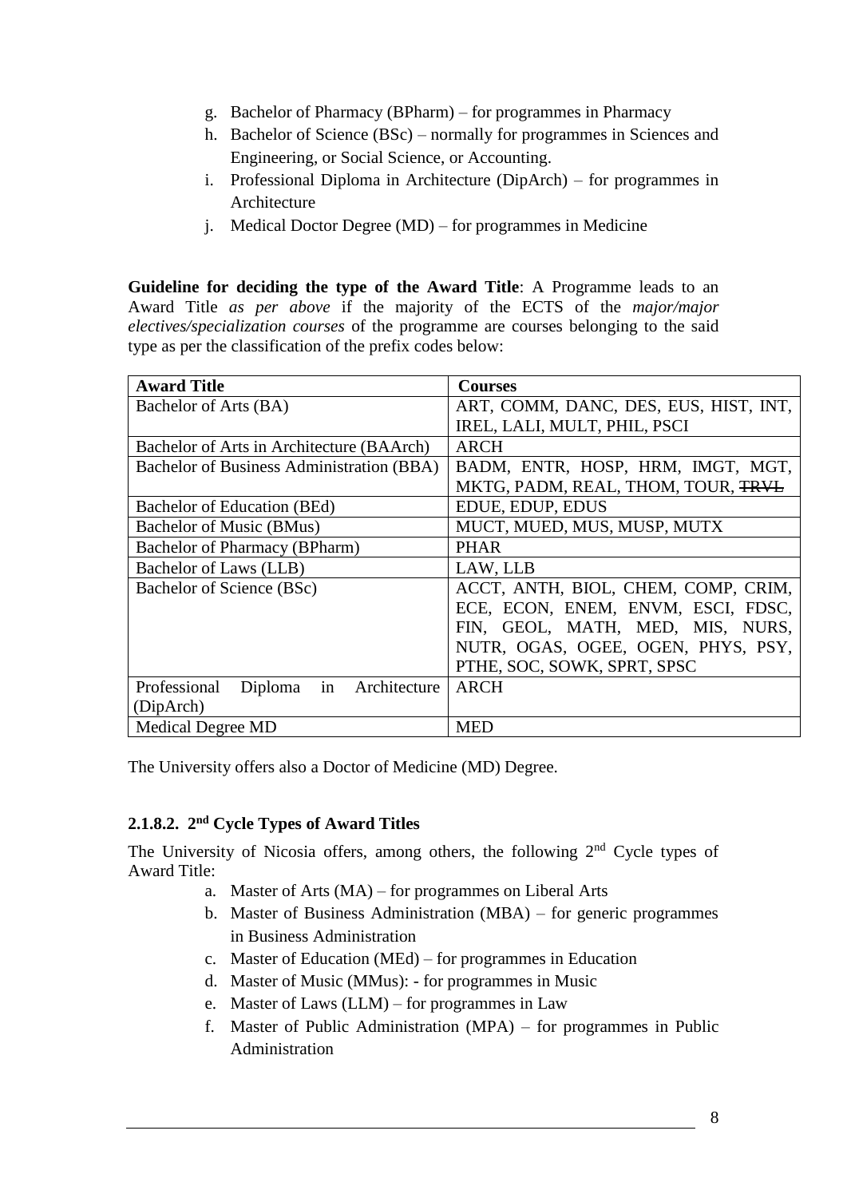g. Bachelor of Pharmacy (BPharm) – for programmes in Pharmacy
h. Bachelor of Science (BSc) – normally for programmes in Sciences and Engineering, or Social Science, or Accounting.
i. Professional Diploma in Architecture (DipArch) – for programmes in Architecture
j. Medical Doctor Degree (MD) – for programmes in Medicine

**Guideline for deciding the type of the Award Title**: A Programme leads to an Award Title *as per above* if the majority of the ECTS of the *major/major electives/specialization courses* of the programme are courses belonging to the said type as per the classification of the prefix codes below:

| **Award Title** | **Courses** |
|---|---|
| Bachelor of Arts (BA) | ART, COMM, DANC, DES, EUS, HIST, INT, IREL, LALI, MULT, PHIL, PSCI |
| Bachelor of Arts in Architecture (BAArch) | ARCH |
| Bachelor of Business Administration (BBA) | BADM, ENTR, HOSP, HRM, IMGT, MGT, MKTG, PADM, REAL, THOM, TOUR, ~~TRVL~~ |
| Bachelor of Education (BEd) | EDUE, EDUP, EDUS |
| Bachelor of Music (BMus) | MUCT, MUED, MUS, MUSP, MUTX |
| Bachelor of Pharmacy (BPharm) | PHAR |
| Bachelor of Laws (LLB) | LAW, LLB |
| Bachelor of Science (BSc) | ACCT, ANTH, BIOL, CHEM, COMP, CRIM, ECE, ECON, ENEM, ENVM, ESCI, FDSC, FIN, GEOL, MATH, MED, MIS, NURS, NUTR, OGAS, OGEE, OGEN, PHYS, PSY, PTHE, SOC, SOWK, SPRT, SPSC |
| Professional Diploma in Architecture (DipArch) | ARCH |
| Medical Degree MD | MED |

The University offers also a Doctor of Medicine (MD) Degree.

### 2.1.8.2. 2nd Cycle Types of Award Titles

The University of Nicosia offers, among others, the following 2nd Cycle types of Award Title:

a. Master of Arts (MA) – for programmes on Liberal Arts
b. Master of Business Administration (MBA) – for generic programmes in Business Administration
c. Master of Education (MEd) – for programmes in Education
d. Master of Music (MMus): - for programmes in Music
e. Master of Laws (LLM) – for programmes in Law
f. Master of Public Administration (MPA) – for programmes in Public Administration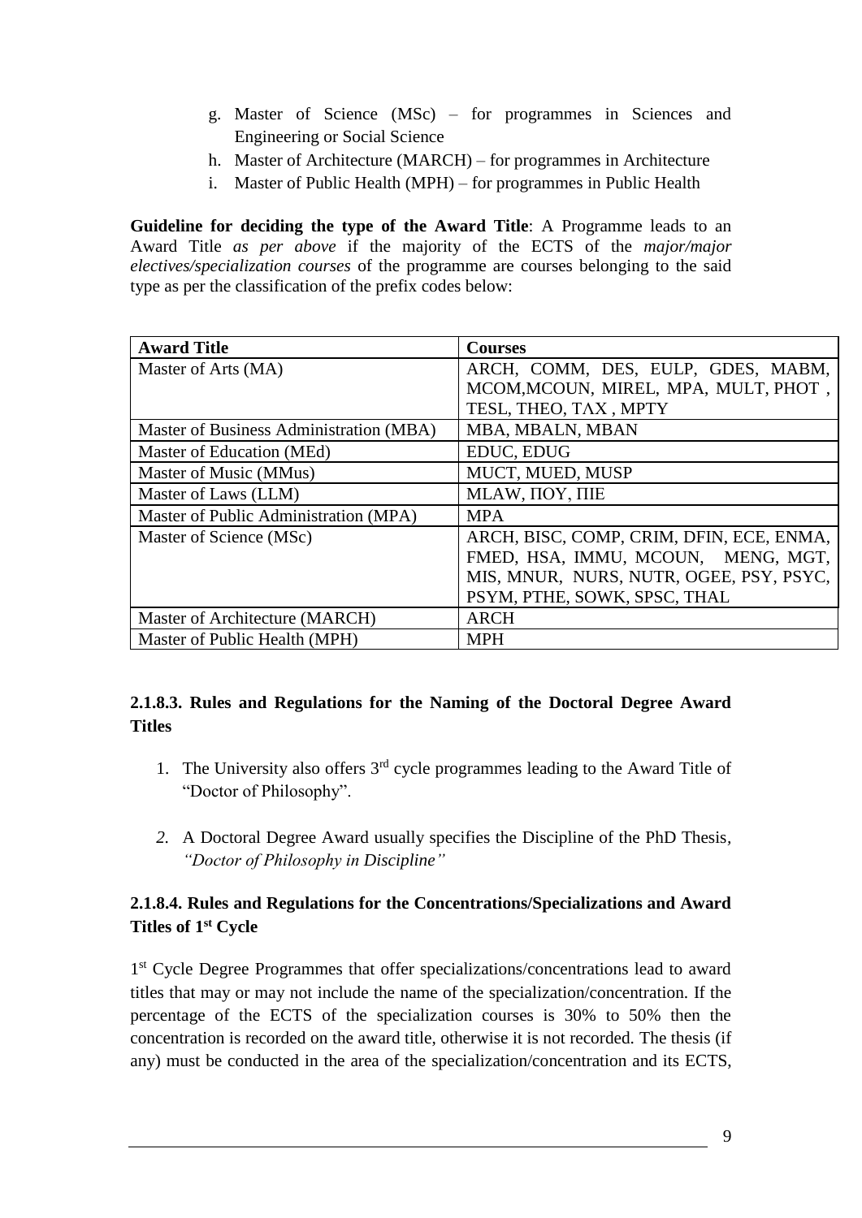g. Master of Science (MSc) – for programmes in Sciences and Engineering or Social Science
h. Master of Architecture (MARCH) – for programmes in Architecture
i. Master of Public Health (MPH) – for programmes in Public Health

**Guideline for deciding the type of the Award Title**: A Programme leads to an Award Title *as per above* if the majority of the ECTS of the *major/major electives/specialization courses* of the programme are courses belonging to the said type as per the classification of the prefix codes below:

| **Award Title** | **Courses** |
|---|---|
| Master of Arts (MA) | ARCH, COMM, DES, EULP, GDES, MABM, MCOM,MCOUN, MIREL, MPA, MULT, PHOT , TESL, THEO, ΤΛΧ , MPTY |
| Master of Business Administration (MBA) | MBA, MBALN, MBAN |
| Master of Education (MEd) | EDUC, EDUG |
| Master of Music (MMus) | MUCT, MUED, MUSP |
| Master of Laws (LLM) | MLAW, ΠΟΥ, ΠΙΕ |
| Master of Public Administration (MPA) | MPA |
| Master of Science (MSc) | ARCH, BISC, COMP, CRIM, DFIN, ECE, ENMA, FMED, HSA, IMMU, MCOUN, MENG, MGT, MIS, MNUR, NURS, NUTR, OGEE, PSY, PSYC, PSYM, PTHE, SOWK, SPSC, THAL |
| Master of Architecture (MARCH) | ARCH |
| Master of Public Health (MPH) | MPH |

### 2.1.8.3. Rules and Regulations for the Naming of the Doctoral Degree Award Titles

1. The University also offers 3rd cycle programmes leading to the Award Title of "Doctor of Philosophy".

2. A Doctoral Degree Award usually specifies the Discipline of the PhD Thesis, *"Doctor of Philosophy in Discipline"*

### 2.1.8.4. Rules and Regulations for the Concentrations/Specializations and Award Titles of 1st Cycle

1st Cycle Degree Programmes that offer specializations/concentrations lead to award titles that may or may not include the name of the specialization/concentration. If the percentage of the ECTS of the specialization courses is 30% to 50% then the concentration is recorded on the award title, otherwise it is not recorded. The thesis (if any) must be conducted in the area of the specialization/concentration and its ECTS,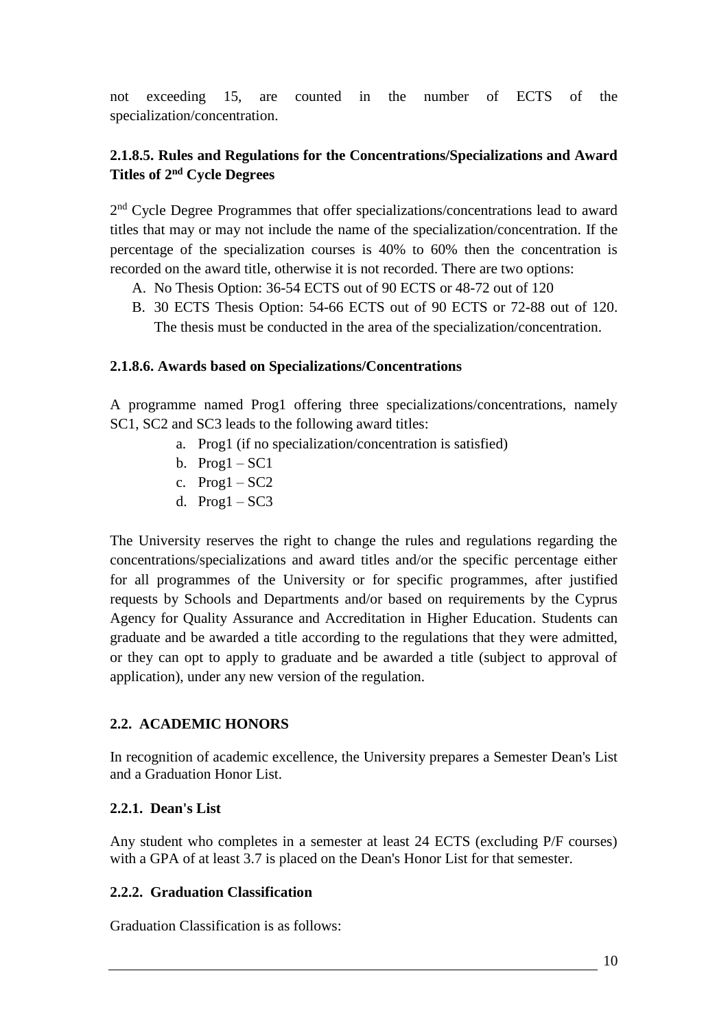not exceeding 15, are counted in the number of ECTS of the specialization/concentration.

#### 2.1.8.5. Rules and Regulations for the Concentrations/Specializations and Award Titles of 2nd Cycle Degrees

2nd Cycle Degree Programmes that offer specializations/concentrations lead to award titles that may or may not include the name of the specialization/concentration. If the percentage of the specialization courses is 40% to 60% then the concentration is recorded on the award title, otherwise it is not recorded. There are two options:

A. No Thesis Option: 36-54 ECTS out of 90 ECTS or 48-72 out of 120
B. 30 ECTS Thesis Option: 54-66 ECTS out of 90 ECTS or 72-88 out of 120. The thesis must be conducted in the area of the specialization/concentration.

#### 2.1.8.6. Awards based on Specializations/Concentrations

A programme named Prog1 offering three specializations/concentrations, namely SC1, SC2 and SC3 leads to the following award titles:

a. Prog1 (if no specialization/concentration is satisfied)
b. Prog1 – SC1
c. Prog1 – SC2
d. Prog1 – SC3

The University reserves the right to change the rules and regulations regarding the concentrations/specializations and award titles and/or the specific percentage either for all programmes of the University or for specific programmes, after justified requests by Schools and Departments and/or based on requirements by the Cyprus Agency for Quality Assurance and Accreditation in Higher Education. Students can graduate and be awarded a title according to the regulations that they were admitted, or they can opt to apply to graduate and be awarded a title (subject to approval of application), under any new version of the regulation.

## 2.2. ACADEMIC HONORS

In recognition of academic excellence, the University prepares a Semester Dean's List and a Graduation Honor List.

### 2.2.1. Dean's List

Any student who completes in a semester at least 24 ECTS (excluding P/F courses) with a GPA of at least 3.7 is placed on the Dean's Honor List for that semester.

### 2.2.2. Graduation Classification

Graduation Classification is as follows: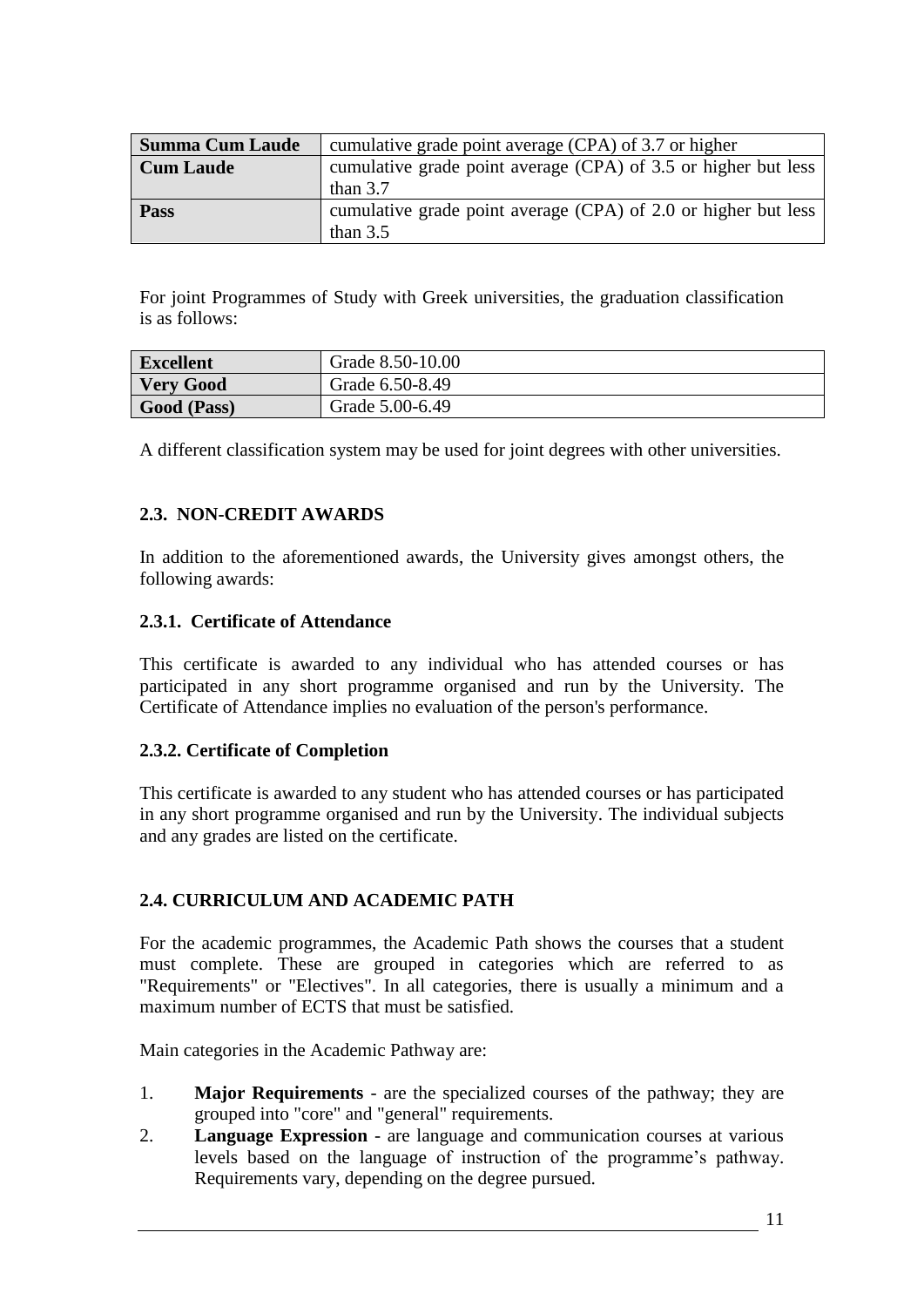| | |
|---|---|
| **Summa Cum Laude** | cumulative grade point average (CPA) of 3.7 or higher |
| **Cum Laude** | cumulative grade point average (CPA) of 3.5 or higher but less than 3.7 |
| **Pass** | cumulative grade point average (CPA) of 2.0 or higher but less than 3.5 |

For joint Programmes of Study with Greek universities, the graduation classification is as follows:

| | |
|---|---|
| **Excellent** | Grade 8.50-10.00 |
| **Very Good** | Grade 6.50-8.49 |
| **Good (Pass)** | Grade 5.00-6.49 |

A different classification system may be used for joint degrees with other universities.

## 2.3. NON-CREDIT AWARDS

In addition to the aforementioned awards, the University gives amongst others, the following awards:

### 2.3.1. Certificate of Attendance

This certificate is awarded to any individual who has attended courses or has participated in any short programme organised and run by the University. The Certificate of Attendance implies no evaluation of the person's performance.

### 2.3.2. Certificate of Completion

This certificate is awarded to any student who has attended courses or has participated in any short programme organised and run by the University. The individual subjects and any grades are listed on the certificate.

## 2.4. CURRICULUM AND ACADEMIC PATH

For the academic programmes, the Academic Path shows the courses that a student must complete. These are grouped in categories which are referred to as "Requirements" or "Electives". In all categories, there is usually a minimum and a maximum number of ECTS that must be satisfied.

Main categories in the Academic Pathway are:

1. **Major Requirements** - are the specialized courses of the pathway; they are grouped into "core" and "general" requirements.
2. **Language Expression** - are language and communication courses at various levels based on the language of instruction of the programme's pathway. Requirements vary, depending on the degree pursued.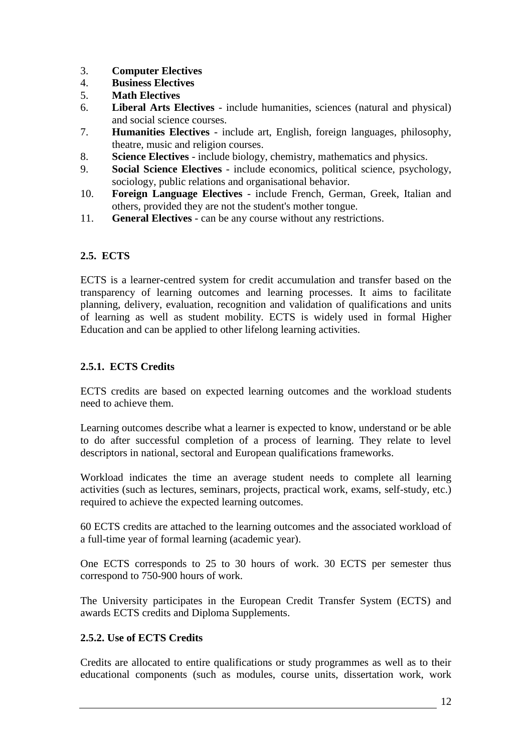3. **Computer Electives**
4. **Business Electives**
5. **Math Electives**
6. **Liberal Arts Electives** - include humanities, sciences (natural and physical) and social science courses.
7. **Humanities Electives** - include art, English, foreign languages, philosophy, theatre, music and religion courses.
8. **Science Electives** - include biology, chemistry, mathematics and physics.
9. **Social Science Electives** - include economics, political science, psychology, sociology, public relations and organisational behavior.
10. **Foreign Language Electives** - include French, German, Greek, Italian and others, provided they are not the student's mother tongue.
11. **General Electives** - can be any course without any restrictions.

### 2.5. ECTS

ECTS is a learner-centred system for credit accumulation and transfer based on the transparency of learning outcomes and learning processes. It aims to facilitate planning, delivery, evaluation, recognition and validation of qualifications and units of learning as well as student mobility. ECTS is widely used in formal Higher Education and can be applied to other lifelong learning activities.

#### 2.5.1. ECTS Credits

ECTS credits are based on expected learning outcomes and the workload students need to achieve them.

Learning outcomes describe what a learner is expected to know, understand or be able to do after successful completion of a process of learning. They relate to level descriptors in national, sectoral and European qualifications frameworks.

Workload indicates the time an average student needs to complete all learning activities (such as lectures, seminars, projects, practical work, exams, self-study, etc.) required to achieve the expected learning outcomes.

60 ECTS credits are attached to the learning outcomes and the associated workload of a full-time year of formal learning (academic year).

One ECTS corresponds to 25 to 30 hours of work. 30 ECTS per semester thus correspond to 750-900 hours of work.

The University participates in the European Credit Transfer System (ECTS) and awards ECTS credits and Diploma Supplements.

#### 2.5.2. Use of ECTS Credits

Credits are allocated to entire qualifications or study programmes as well as to their educational components (such as modules, course units, dissertation work, work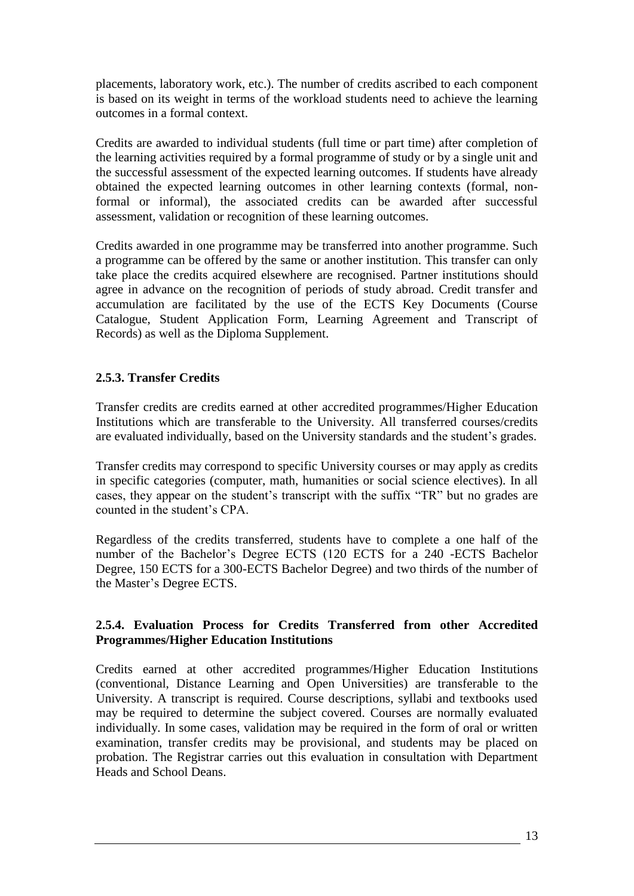placements, laboratory work, etc.). The number of credits ascribed to each component is based on its weight in terms of the workload students need to achieve the learning outcomes in a formal context.

Credits are awarded to individual students (full time or part time) after completion of the learning activities required by a formal programme of study or by a single unit and the successful assessment of the expected learning outcomes. If students have already obtained the expected learning outcomes in other learning contexts (formal, non-formal or informal), the associated credits can be awarded after successful assessment, validation or recognition of these learning outcomes.

Credits awarded in one programme may be transferred into another programme. Such a programme can be offered by the same or another institution. This transfer can only take place the credits acquired elsewhere are recognised. Partner institutions should agree in advance on the recognition of periods of study abroad. Credit transfer and accumulation are facilitated by the use of the ECTS Key Documents (Course Catalogue, Student Application Form, Learning Agreement and Transcript of Records) as well as the Diploma Supplement.

### 2.5.3. Transfer Credits

Transfer credits are credits earned at other accredited programmes/Higher Education Institutions which are transferable to the University. All transferred courses/credits are evaluated individually, based on the University standards and the student's grades.

Transfer credits may correspond to specific University courses or may apply as credits in specific categories (computer, math, humanities or social science electives). In all cases, they appear on the student's transcript with the suffix "TR" but no grades are counted in the student's CPA.

Regardless of the credits transferred, students have to complete a one half of the number of the Bachelor's Degree ECTS (120 ECTS for a 240 -ECTS Bachelor Degree, 150 ECTS for a 300-ECTS Bachelor Degree) and two thirds of the number of the Master's Degree ECTS.

### 2.5.4. Evaluation Process for Credits Transferred from other Accredited Programmes/Higher Education Institutions

Credits earned at other accredited programmes/Higher Education Institutions (conventional, Distance Learning and Open Universities) are transferable to the University. A transcript is required. Course descriptions, syllabi and textbooks used may be required to determine the subject covered. Courses are normally evaluated individually. In some cases, validation may be required in the form of oral or written examination, transfer credits may be provisional, and students may be placed on probation. The Registrar carries out this evaluation in consultation with Department Heads and School Deans.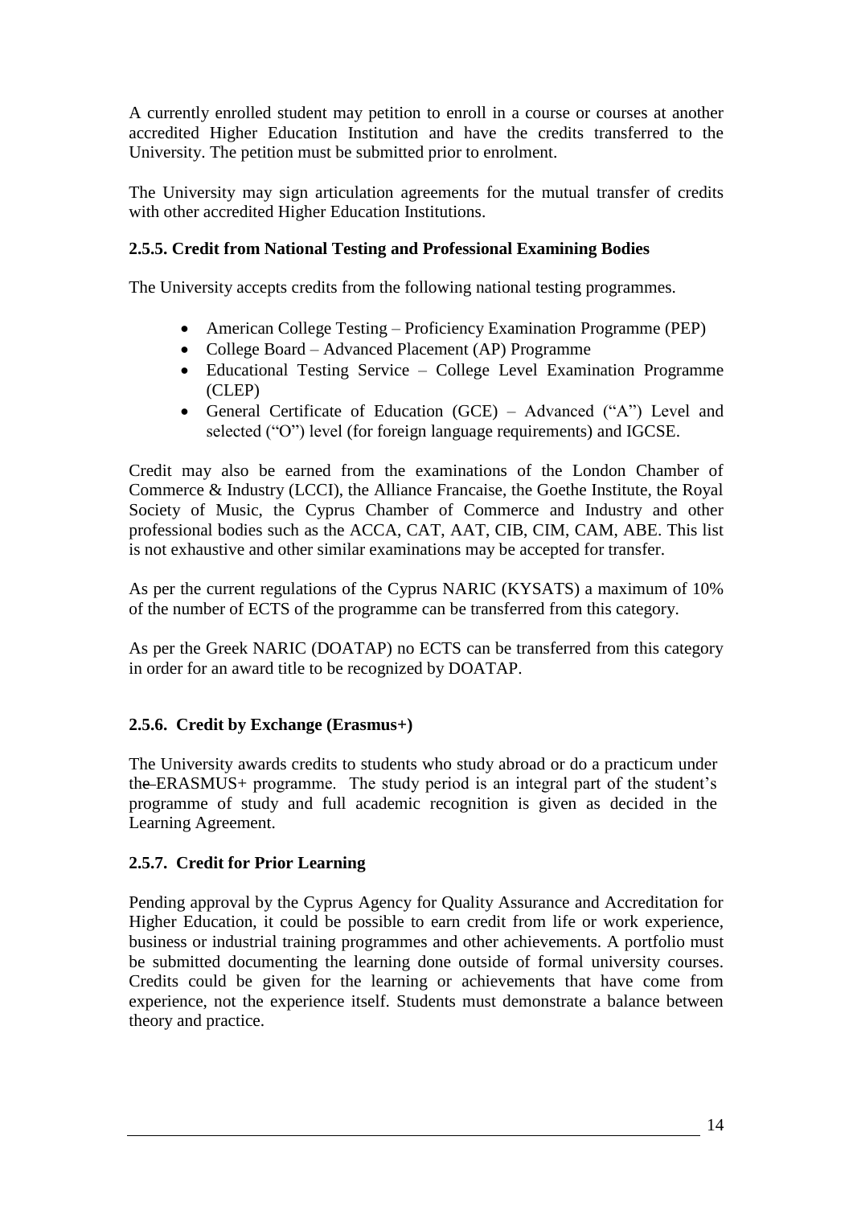A currently enrolled student may petition to enroll in a course or courses at another accredited Higher Education Institution and have the credits transferred to the University. The petition must be submitted prior to enrolment.

The University may sign articulation agreements for the mutual transfer of credits with other accredited Higher Education Institutions.

### 2.5.5. Credit from National Testing and Professional Examining Bodies

The University accepts credits from the following national testing programmes.

- American College Testing – Proficiency Examination Programme (PEP)
- College Board – Advanced Placement (AP) Programme
- Educational Testing Service – College Level Examination Programme (CLEP)
- General Certificate of Education (GCE) – Advanced ("A") Level and selected ("O") level (for foreign language requirements) and IGCSE.

Credit may also be earned from the examinations of the London Chamber of Commerce & Industry (LCCI), the Alliance Francaise, the Goethe Institute, the Royal Society of Music, the Cyprus Chamber of Commerce and Industry and other professional bodies such as the ACCA, CAT, AAT, CIB, CIM, CAM, ABE. This list is not exhaustive and other similar examinations may be accepted for transfer.

As per the current regulations of the Cyprus NARIC (KYSATS) a maximum of 10% of the number of ECTS of the programme can be transferred from this category.

As per the Greek NARIC (DOATAP) no ECTS can be transferred from this category in order for an award title to be recognized by DOATAP.

### 2.5.6. Credit by Exchange (Erasmus+)

The University awards credits to students who study abroad or do a practicum under the ERASMUS+ programme. The study period is an integral part of the student's programme of study and full academic recognition is given as decided in the Learning Agreement.

### 2.5.7. Credit for Prior Learning

Pending approval by the Cyprus Agency for Quality Assurance and Accreditation for Higher Education, it could be possible to earn credit from life or work experience, business or industrial training programmes and other achievements. A portfolio must be submitted documenting the learning done outside of formal university courses. Credits could be given for the learning or achievements that have come from experience, not the experience itself. Students must demonstrate a balance between theory and practice.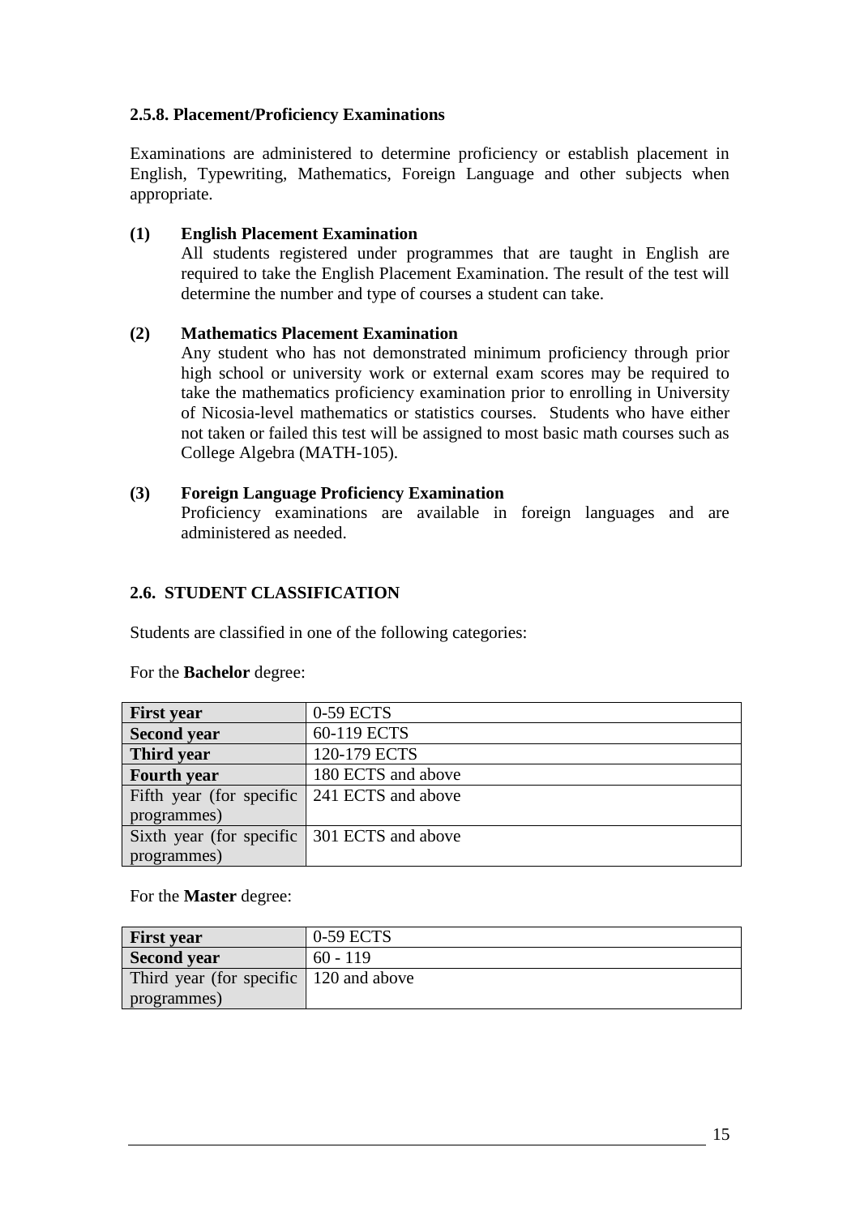### 2.5.8. Placement/Proficiency Examinations

Examinations are administered to determine proficiency or establish placement in English, Typewriting, Mathematics, Foreign Language and other subjects when appropriate.

**(1) English Placement Examination**

All students registered under programmes that are taught in English are required to take the English Placement Examination. The result of the test will determine the number and type of courses a student can take.

**(2) Mathematics Placement Examination**

Any student who has not demonstrated minimum proficiency through prior high school or university work or external exam scores may be required to take the mathematics proficiency examination prior to enrolling in University of Nicosia-level mathematics or statistics courses. Students who have either not taken or failed this test will be assigned to most basic math courses such as College Algebra (MATH-105).

**(3) Foreign Language Proficiency Examination**

Proficiency examinations are available in foreign languages and are administered as needed.

## 2.6. STUDENT CLASSIFICATION

Students are classified in one of the following categories:

For the **Bachelor** degree:

| | |
|---|---|
| **First year** | 0-59 ECTS |
| **Second year** | 60-119 ECTS |
| **Third year** | 120-179 ECTS |
| **Fourth year** | 180 ECTS and above |
| Fifth year (for specific programmes) | 241 ECTS and above |
| Sixth year (for specific programmes) | 301 ECTS and above |

For the **Master** degree:

| | |
|---|---|
| **First year** | 0-59 ECTS |
| **Second year** | 60 - 119 |
| Third year (for specific programmes) | 120 and above |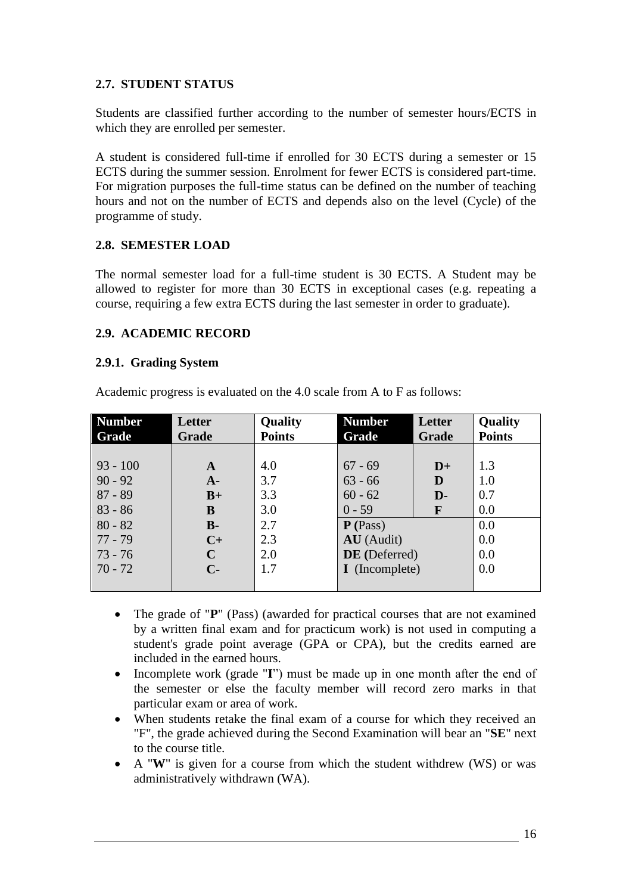## 2.7. STUDENT STATUS

Students are classified further according to the number of semester hours/ECTS in which they are enrolled per semester.

A student is considered full-time if enrolled for 30 ECTS during a semester or 15 ECTS during the summer session. Enrolment for fewer ECTS is considered part-time. For migration purposes the full-time status can be defined on the number of teaching hours and not on the number of ECTS and depends also on the level (Cycle) of the programme of study.

## 2.8. SEMESTER LOAD

The normal semester load for a full-time student is 30 ECTS. A Student may be allowed to register for more than 30 ECTS in exceptional cases (e.g. repeating a course, requiring a few extra ECTS during the last semester in order to graduate).

## 2.9. ACADEMIC RECORD

### 2.9.1. Grading System

Academic progress is evaluated on the 4.0 scale from A to F as follows:

| Number Grade | Letter Grade | Quality Points | Number Grade | Letter Grade | Quality Points |
|---|---|---|---|---|---|
| 93 - 100 | **A** | 4.0 | 67 - 69 | **D+** | 1.3 |
| 90 - 92 | **A-** | 3.7 | 63 - 66 | **D** | 1.0 |
| 87 - 89 | **B+** | 3.3 | 60 - 62 | **D-** | 0.7 |
| 83 - 86 | **B** | 3.0 | 0 - 59 | **F** | 0.0 |
| 80 - 82 | **B-** | 2.7 | **P (**Pass) | | 0.0 |
| 77 - 79 | **C+** | 2.3 | **AU** (Audit) | | 0.0 |
| 73 - 76 | **C** | 2.0 | **DE (**Deferred) | | 0.0 |
| 70 - 72 | **C-** | 1.7 | **I** (Incomplete) | | 0.0 |

- The grade of "**P**" (Pass) (awarded for practical courses that are not examined by a written final exam and for practicum work) is not used in computing a student's grade point average (GPA or CPA), but the credits earned are included in the earned hours.
- Incomplete work (grade "**I**") must be made up in one month after the end of the semester or else the faculty member will record zero marks in that particular exam or area of work.
- When students retake the final exam of a course for which they received an "F", the grade achieved during the Second Examination will bear an "**SE**" next to the course title.
- A "**W**" is given for a course from which the student withdrew (WS) or was administratively withdrawn (WA).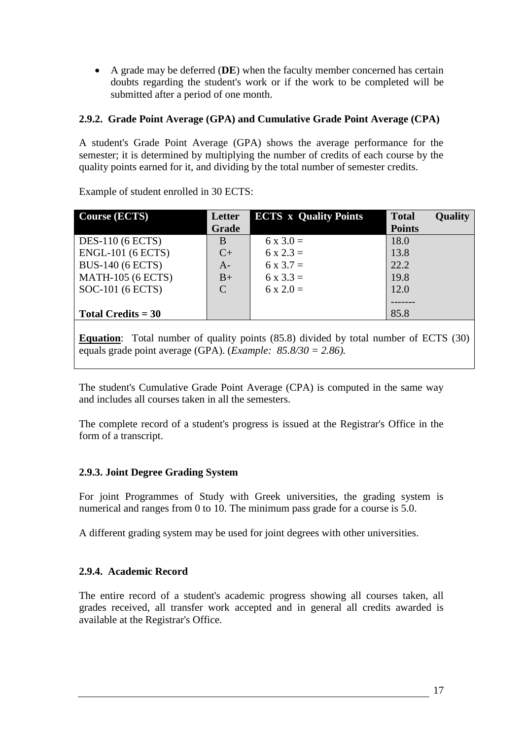- A grade may be deferred (**DE**) when the faculty member concerned has certain doubts regarding the student's work or if the work to be completed will be submitted after a period of one month.

### 2.9.2. Grade Point Average (GPA) and Cumulative Grade Point Average (CPA)

A student's Grade Point Average (GPA) shows the average performance for the semester; it is determined by multiplying the number of credits of each course by the quality points earned for it, and dividing by the total number of semester credits.

Example of student enrolled in 30 ECTS:

| Course (ECTS) | Letter Grade | ECTS x Quality Points | Total Quality Points |
|---|---|---|---|
| DES-110 (6 ECTS) | B | 6 x 3.0 = | 18.0 |
| ENGL-101 (6 ECTS) | C+ | 6 x 2.3 = | 13.8 |
| BUS-140 (6 ECTS) | A- | 6 x 3.7 = | 22.2 |
| MATH-105 (6 ECTS) | B+ | 6 x 3.3 = | 19.8 |
| SOC-101 (6 ECTS) | C | 6 x 2.0 = | 12.0 |
| | | | ------- |
| **Total Credits = 30** | | | 85.8 |

**<u>Equation</u>**: Total number of quality points (85.8) divided by total number of ECTS (30) equals grade point average (GPA). (*Example: 85.8/30 = 2.86).*

The student's Cumulative Grade Point Average (CPA) is computed in the same way and includes all courses taken in all the semesters.

The complete record of a student's progress is issued at the Registrar's Office in the form of a transcript.

### 2.9.3. Joint Degree Grading System

For joint Programmes of Study with Greek universities, the grading system is numerical and ranges from 0 to 10. The minimum pass grade for a course is 5.0.

A different grading system may be used for joint degrees with other universities.

### 2.9.4. Academic Record

The entire record of a student's academic progress showing all courses taken, all grades received, all transfer work accepted and in general all credits awarded is available at the Registrar's Office.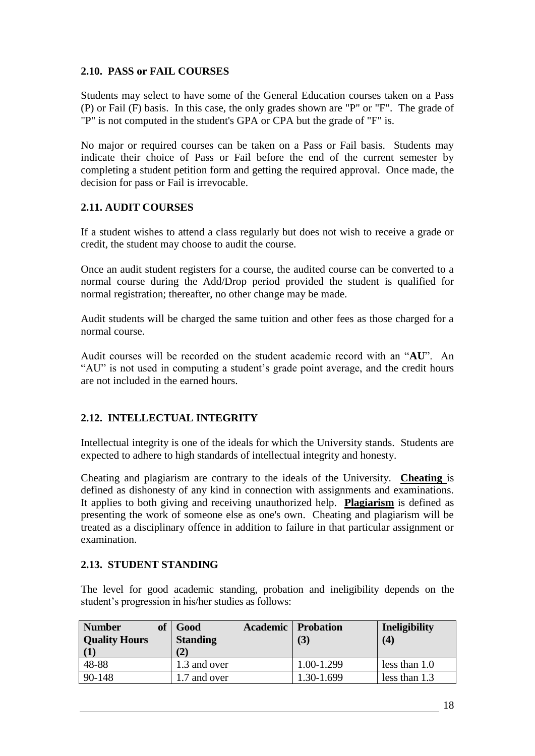## 2.10. PASS or FAIL COURSES

Students may select to have some of the General Education courses taken on a Pass (P) or Fail (F) basis. In this case, the only grades shown are "P" or "F". The grade of "P" is not computed in the student's GPA or CPA but the grade of "F" is.

No major or required courses can be taken on a Pass or Fail basis. Students may indicate their choice of Pass or Fail before the end of the current semester by completing a student petition form and getting the required approval. Once made, the decision for pass or Fail is irrevocable.

## 2.11. AUDIT COURSES

If a student wishes to attend a class regularly but does not wish to receive a grade or credit, the student may choose to audit the course.

Once an audit student registers for a course, the audited course can be converted to a normal course during the Add/Drop period provided the student is qualified for normal registration; thereafter, no other change may be made.

Audit students will be charged the same tuition and other fees as those charged for a normal course.

Audit courses will be recorded on the student academic record with an "**AU**". An "AU" is not used in computing a student's grade point average, and the credit hours are not included in the earned hours.

## 2.12. INTELLECTUAL INTEGRITY

Intellectual integrity is one of the ideals for which the University stands. Students are expected to adhere to high standards of intellectual integrity and honesty.

Cheating and plagiarism are contrary to the ideals of the University. **Cheating** is defined as dishonesty of any kind in connection with assignments and examinations. It applies to both giving and receiving unauthorized help. **Plagiarism** is defined as presenting the work of someone else as one's own. Cheating and plagiarism will be treated as a disciplinary offence in addition to failure in that particular assignment or examination.

## 2.13. STUDENT STANDING

The level for good academic standing, probation and ineligibility depends on the student's progression in his/her studies as follows:

| **Number of Quality Hours (1)** | **Good Academic Standing (2)** | **Probation (3)** | **Ineligibility (4)** |
|---|---|---|---|
| 48-88 | 1.3 and over | 1.00-1.299 | less than 1.0 |
| 90-148 | 1.7 and over | 1.30-1.699 | less than 1.3 |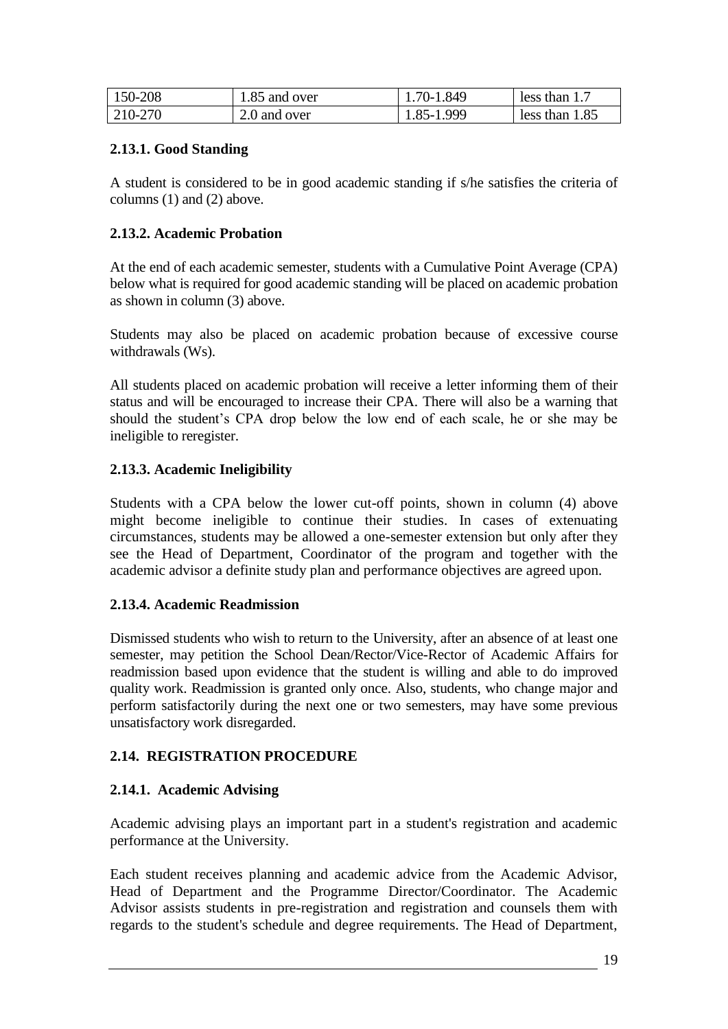| 150-208 | 1.85 and over | 1.70-1.849 | less than 1.7 |
|---|---|---|---|
| 210-270 | 2.0 and over | 1.85-1.999 | less than 1.85 |

### 2.13.1. Good Standing

A student is considered to be in good academic standing if s/he satisfies the criteria of columns (1) and (2) above.

### 2.13.2. Academic Probation

At the end of each academic semester, students with a Cumulative Point Average (CPA) below what is required for good academic standing will be placed on academic probation as shown in column (3) above.

Students may also be placed on academic probation because of excessive course withdrawals (Ws).

All students placed on academic probation will receive a letter informing them of their status and will be encouraged to increase their CPA. There will also be a warning that should the student's CPA drop below the low end of each scale, he or she may be ineligible to reregister.

### 2.13.3. Academic Ineligibility

Students with a CPA below the lower cut-off points, shown in column (4) above might become ineligible to continue their studies. In cases of extenuating circumstances, students may be allowed a one-semester extension but only after they see the Head of Department, Coordinator of the program and together with the academic advisor a definite study plan and performance objectives are agreed upon.

### 2.13.4. Academic Readmission

Dismissed students who wish to return to the University, after an absence of at least one semester, may petition the School Dean/Rector/Vice-Rector of Academic Affairs for readmission based upon evidence that the student is willing and able to do improved quality work. Readmission is granted only once. Also, students, who change major and perform satisfactorily during the next one or two semesters, may have some previous unsatisfactory work disregarded.

## 2.14. REGISTRATION PROCEDURE

### 2.14.1. Academic Advising

Academic advising plays an important part in a student's registration and academic performance at the University.

Each student receives planning and academic advice from the Academic Advisor, Head of Department and the Programme Director/Coordinator. The Academic Advisor assists students in pre-registration and registration and counsels them with regards to the student's schedule and degree requirements. The Head of Department,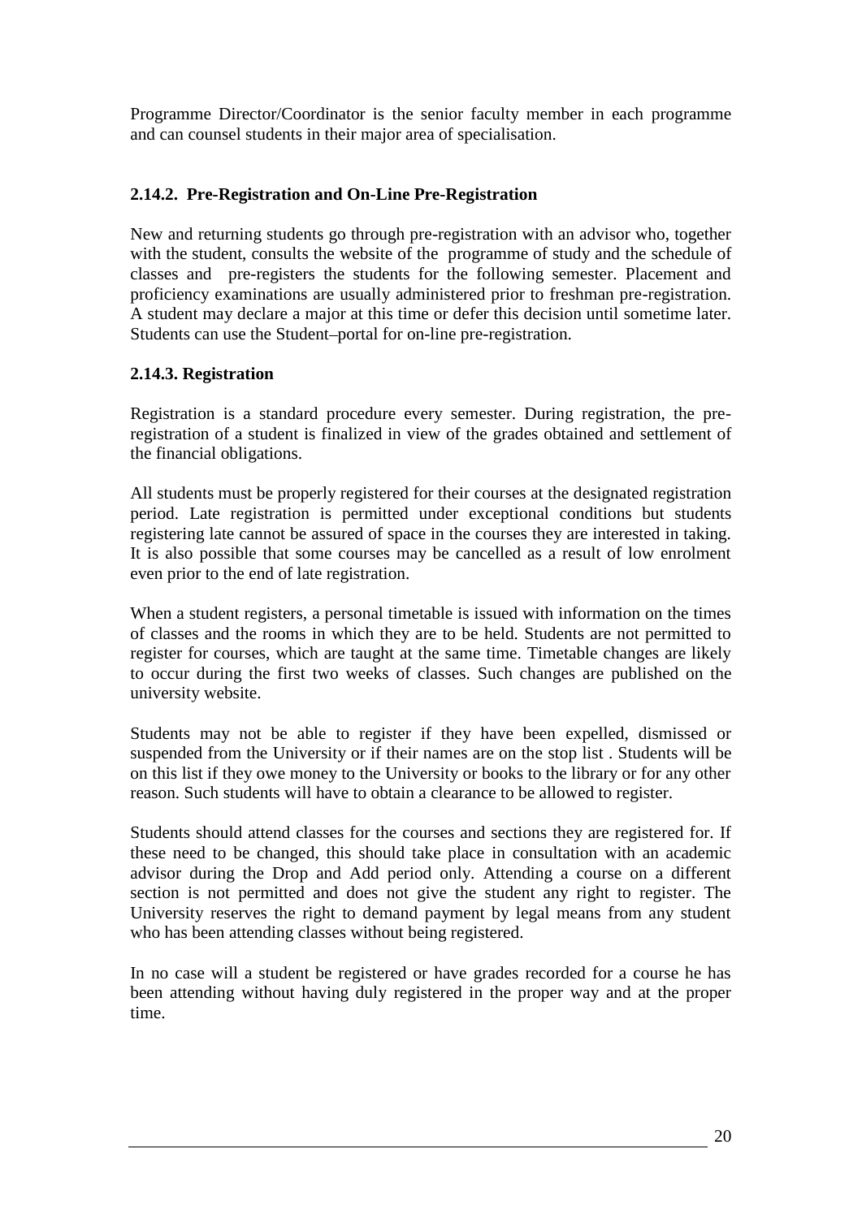Programme Director/Coordinator is the senior faculty member in each programme and can counsel students in their major area of specialisation.

### 2.14.2. Pre-Registration and On-Line Pre-Registration

New and returning students go through pre-registration with an advisor who, together with the student, consults the website of the programme of study and the schedule of classes and pre-registers the students for the following semester. Placement and proficiency examinations are usually administered prior to freshman pre-registration. A student may declare a major at this time or defer this decision until sometime later. Students can use the Student–portal for on-line pre-registration.

### 2.14.3. Registration

Registration is a standard procedure every semester. During registration, the pre-registration of a student is finalized in view of the grades obtained and settlement of the financial obligations.

All students must be properly registered for their courses at the designated registration period. Late registration is permitted under exceptional conditions but students registering late cannot be assured of space in the courses they are interested in taking. It is also possible that some courses may be cancelled as a result of low enrolment even prior to the end of late registration.

When a student registers, a personal timetable is issued with information on the times of classes and the rooms in which they are to be held. Students are not permitted to register for courses, which are taught at the same time. Timetable changes are likely to occur during the first two weeks of classes. Such changes are published on the university website.

Students may not be able to register if they have been expelled, dismissed or suspended from the University or if their names are on the stop list . Students will be on this list if they owe money to the University or books to the library or for any other reason. Such students will have to obtain a clearance to be allowed to register.

Students should attend classes for the courses and sections they are registered for. If these need to be changed, this should take place in consultation with an academic advisor during the Drop and Add period only. Attending a course on a different section is not permitted and does not give the student any right to register. The University reserves the right to demand payment by legal means from any student who has been attending classes without being registered.

In no case will a student be registered or have grades recorded for a course he has been attending without having duly registered in the proper way and at the proper time.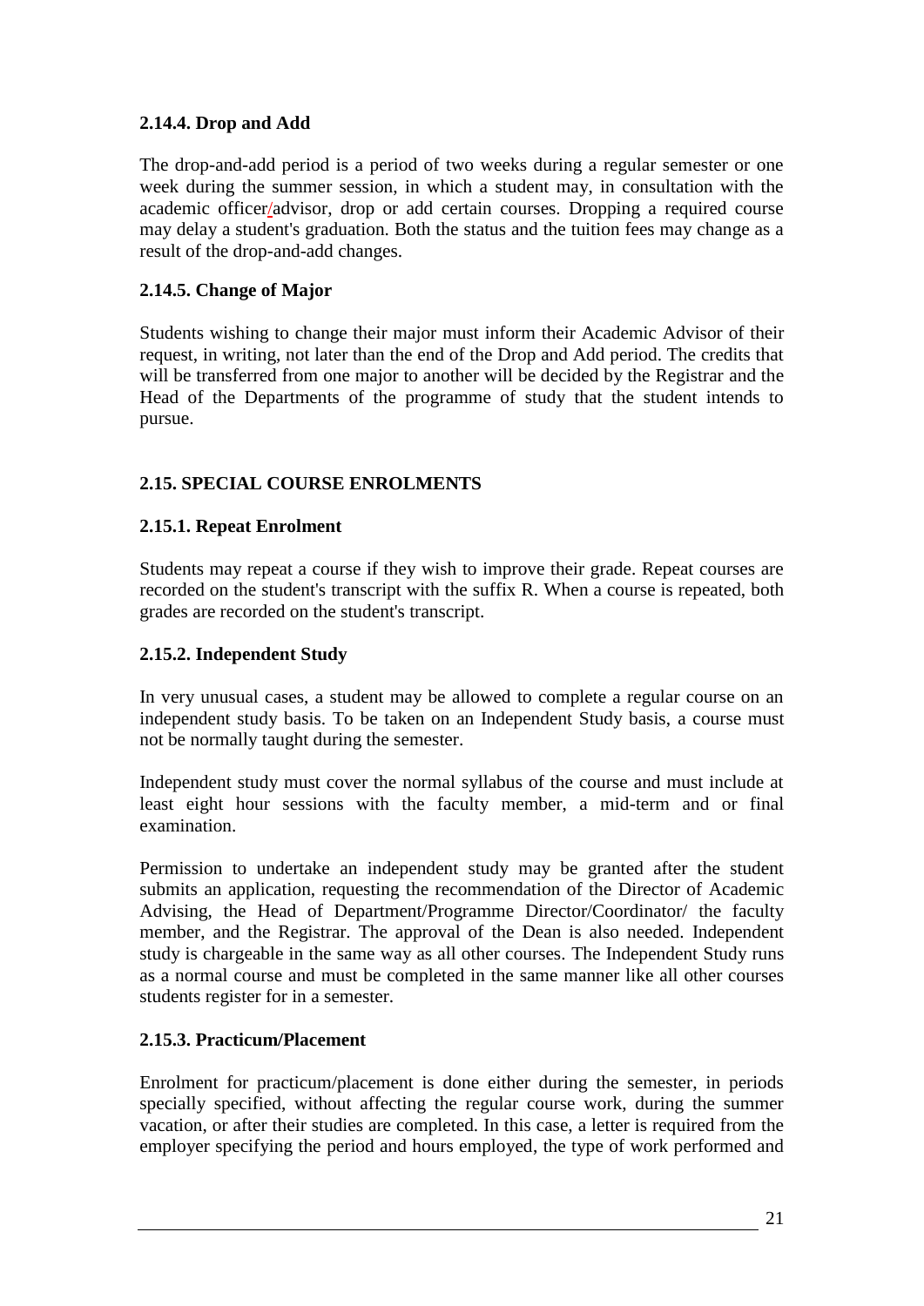#### 2.14.4. Drop and Add

The drop-and-add period is a period of two weeks during a regular semester or one week during the summer session, in which a student may, in consultation with the academic officer/advisor, drop or add certain courses. Dropping a required course may delay a student's graduation. Both the status and the tuition fees may change as a result of the drop-and-add changes.

#### 2.14.5. Change of Major

Students wishing to change their major must inform their Academic Advisor of their request, in writing, not later than the end of the Drop and Add period. The credits that will be transferred from one major to another will be decided by the Registrar and the Head of the Departments of the programme of study that the student intends to pursue.

### 2.15. SPECIAL COURSE ENROLMENTS

#### 2.15.1. Repeat Enrolment

Students may repeat a course if they wish to improve their grade. Repeat courses are recorded on the student's transcript with the suffix R. When a course is repeated, both grades are recorded on the student's transcript.

#### 2.15.2. Independent Study

In very unusual cases, a student may be allowed to complete a regular course on an independent study basis. To be taken on an Independent Study basis, a course must not be normally taught during the semester.

Independent study must cover the normal syllabus of the course and must include at least eight hour sessions with the faculty member, a mid-term and or final examination.

Permission to undertake an independent study may be granted after the student submits an application, requesting the recommendation of the Director of Academic Advising, the Head of Department/Programme Director/Coordinator/ the faculty member, and the Registrar. The approval of the Dean is also needed. Independent study is chargeable in the same way as all other courses. The Independent Study runs as a normal course and must be completed in the same manner like all other courses students register for in a semester.

#### 2.15.3. Practicum/Placement

Enrolment for practicum/placement is done either during the semester, in periods specially specified, without affecting the regular course work, during the summer vacation, or after their studies are completed. In this case, a letter is required from the employer specifying the period and hours employed, the type of work performed and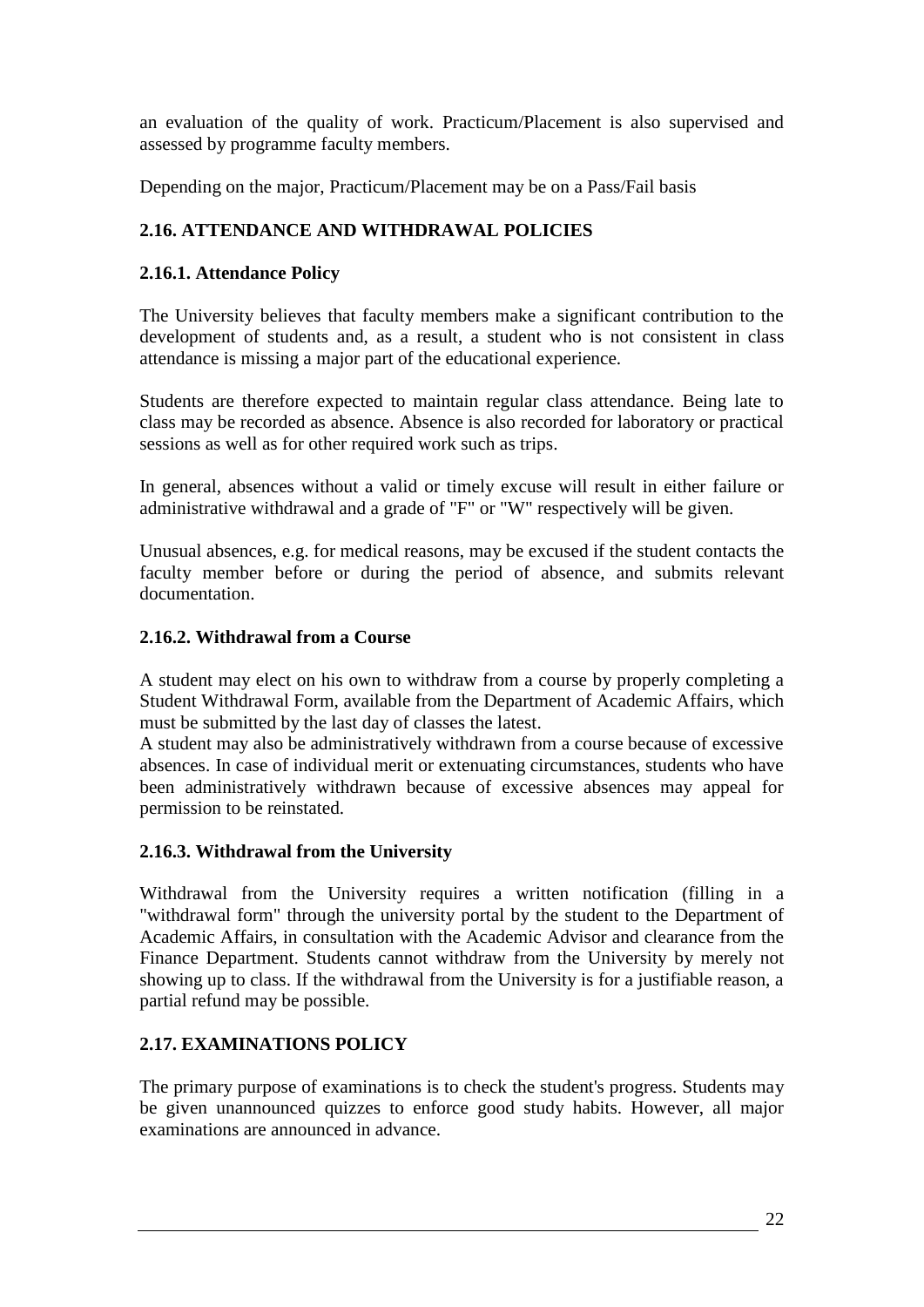an evaluation of the quality of work. Practicum/Placement is also supervised and assessed by programme faculty members.

Depending on the major, Practicum/Placement may be on a Pass/Fail basis

## 2.16. ATTENDANCE AND WITHDRAWAL POLICIES

### 2.16.1. Attendance Policy

The University believes that faculty members make a significant contribution to the development of students and, as a result, a student who is not consistent in class attendance is missing a major part of the educational experience.

Students are therefore expected to maintain regular class attendance. Being late to class may be recorded as absence. Absence is also recorded for laboratory or practical sessions as well as for other required work such as trips.

In general, absences without a valid or timely excuse will result in either failure or administrative withdrawal and a grade of "F" or "W" respectively will be given.

Unusual absences, e.g. for medical reasons, may be excused if the student contacts the faculty member before or during the period of absence, and submits relevant documentation.

### 2.16.2. Withdrawal from a Course

A student may elect on his own to withdraw from a course by properly completing a Student Withdrawal Form, available from the Department of Academic Affairs, which must be submitted by the last day of classes the latest.
A student may also be administratively withdrawn from a course because of excessive absences. In case of individual merit or extenuating circumstances, students who have been administratively withdrawn because of excessive absences may appeal for permission to be reinstated.

### 2.16.3. Withdrawal from the University

Withdrawal from the University requires a written notification (filling in a "withdrawal form" through the university portal by the student to the Department of Academic Affairs, in consultation with the Academic Advisor and clearance from the Finance Department. Students cannot withdraw from the University by merely not showing up to class. If the withdrawal from the University is for a justifiable reason, a partial refund may be possible.

## 2.17. EXAMINATIONS POLICY

The primary purpose of examinations is to check the student's progress. Students may be given unannounced quizzes to enforce good study habits. However, all major examinations are announced in advance.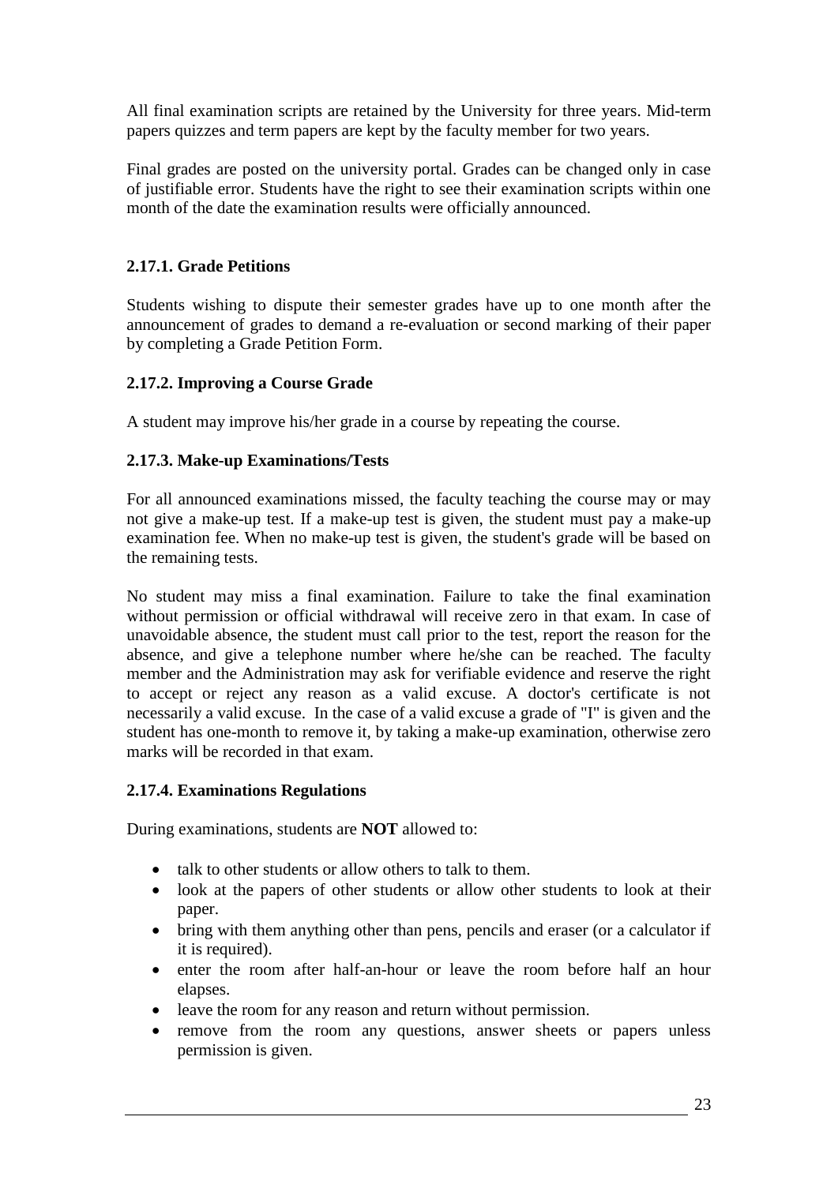All final examination scripts are retained by the University for three years. Mid-term papers quizzes and term papers are kept by the faculty member for two years.

Final grades are posted on the university portal. Grades can be changed only in case of justifiable error. Students have the right to see their examination scripts within one month of the date the examination results were officially announced.

### 2.17.1. Grade Petitions

Students wishing to dispute their semester grades have up to one month after the announcement of grades to demand a re-evaluation or second marking of their paper by completing a Grade Petition Form.

### 2.17.2. Improving a Course Grade

A student may improve his/her grade in a course by repeating the course.

### 2.17.3. Make-up Examinations/Tests

For all announced examinations missed, the faculty teaching the course may or may not give a make-up test. If a make-up test is given, the student must pay a make-up examination fee. When no make-up test is given, the student's grade will be based on the remaining tests.

No student may miss a final examination. Failure to take the final examination without permission or official withdrawal will receive zero in that exam. In case of unavoidable absence, the student must call prior to the test, report the reason for the absence, and give a telephone number where he/she can be reached. The faculty member and the Administration may ask for verifiable evidence and reserve the right to accept or reject any reason as a valid excuse. A doctor's certificate is not necessarily a valid excuse. In the case of a valid excuse a grade of "I" is given and the student has one-month to remove it, by taking a make-up examination, otherwise zero marks will be recorded in that exam.

### 2.17.4. Examinations Regulations

During examinations, students are **NOT** allowed to:

- talk to other students or allow others to talk to them.
- look at the papers of other students or allow other students to look at their paper.
- bring with them anything other than pens, pencils and eraser (or a calculator if it is required).
- enter the room after half-an-hour or leave the room before half an hour elapses.
- leave the room for any reason and return without permission.
- remove from the room any questions, answer sheets or papers unless permission is given.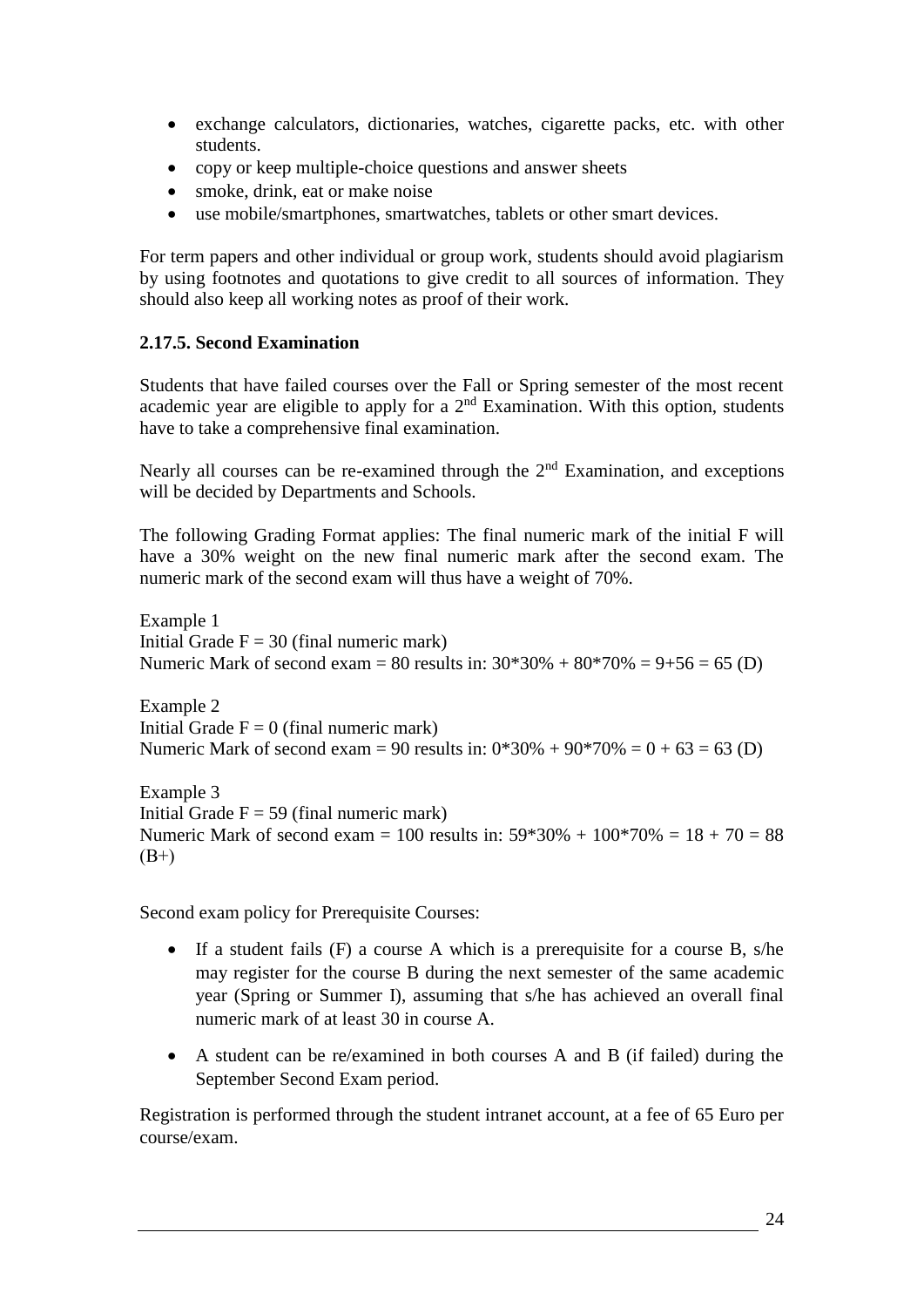- exchange calculators, dictionaries, watches, cigarette packs, etc. with other students.
- copy or keep multiple-choice questions and answer sheets
- smoke, drink, eat or make noise
- use mobile/smartphones, smartwatches, tablets or other smart devices.

For term papers and other individual or group work, students should avoid plagiarism by using footnotes and quotations to give credit to all sources of information. They should also keep all working notes as proof of their work.

### 2.17.5. Second Examination

Students that have failed courses over the Fall or Spring semester of the most recent academic year are eligible to apply for a 2nd Examination. With this option, students have to take a comprehensive final examination.

Nearly all courses can be re-examined through the 2nd Examination, and exceptions will be decided by Departments and Schools.

The following Grading Format applies: The final numeric mark of the initial F will have a 30% weight on the new final numeric mark after the second exam. The numeric mark of the second exam will thus have a weight of 70%.

Example 1
Initial Grade F = 30 (final numeric mark)
Numeric Mark of second exam = 80 results in: 30*30% + 80*70% = 9+56 = 65 (D)

Example 2
Initial Grade F = 0 (final numeric mark)
Numeric Mark of second exam = 90 results in: 0*30% + 90*70% = 0 + 63 = 63 (D)

Example 3
Initial Grade F = 59 (final numeric mark)
Numeric Mark of second exam = 100 results in: 59*30% + 100*70% = 18 + 70 = 88 (B+)

Second exam policy for Prerequisite Courses:

- If a student fails (F) a course A which is a prerequisite for a course B, s/he may register for the course B during the next semester of the same academic year (Spring or Summer I), assuming that s/he has achieved an overall final numeric mark of at least 30 in course A.
- A student can be re/examined in both courses A and B (if failed) during the September Second Exam period.

Registration is performed through the student intranet account, at a fee of 65 Euro per course/exam.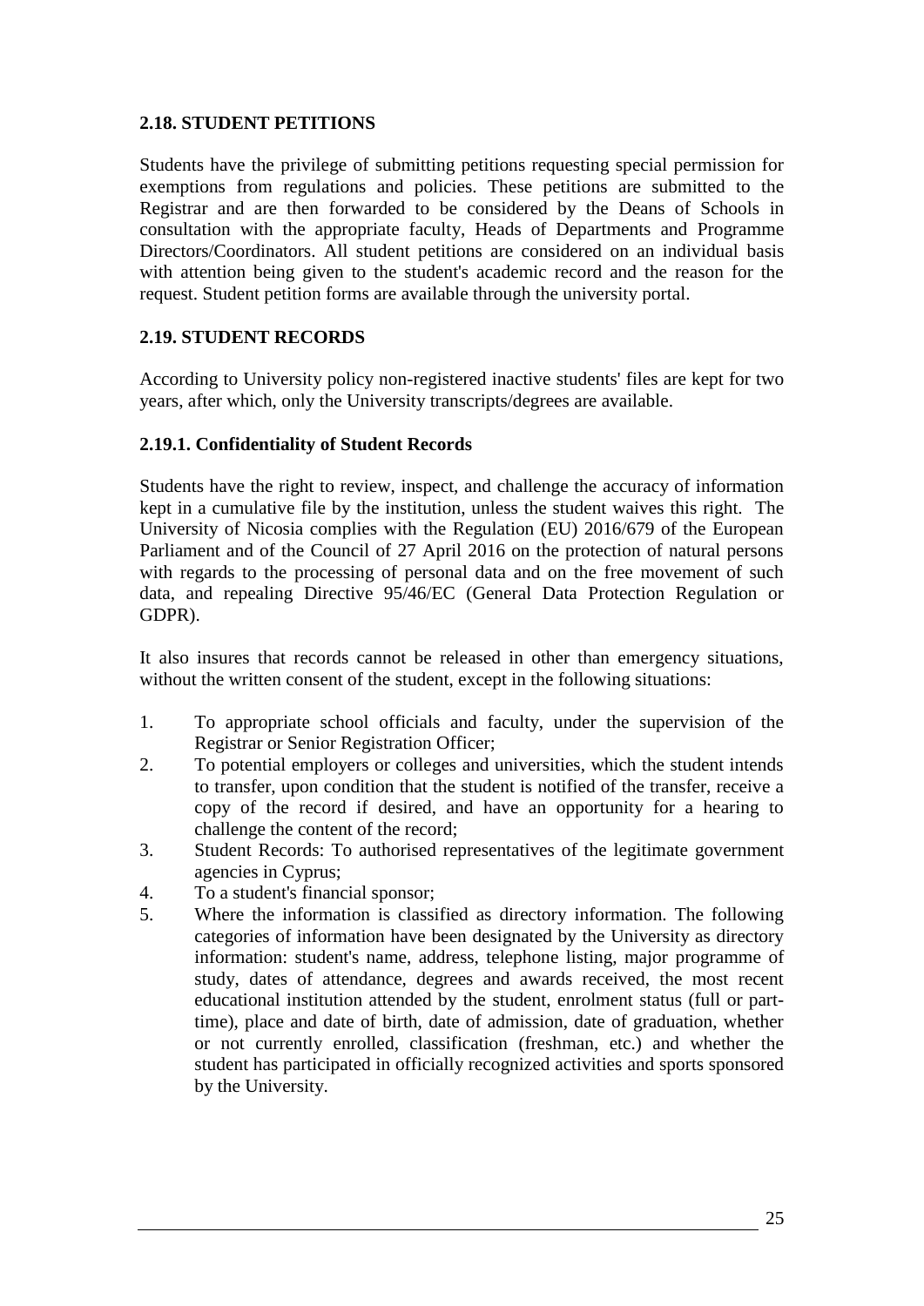## 2.18. STUDENT PETITIONS

Students have the privilege of submitting petitions requesting special permission for exemptions from regulations and policies. These petitions are submitted to the Registrar and are then forwarded to be considered by the Deans of Schools in consultation with the appropriate faculty, Heads of Departments and Programme Directors/Coordinators. All student petitions are considered on an individual basis with attention being given to the student's academic record and the reason for the request. Student petition forms are available through the university portal.

## 2.19. STUDENT RECORDS

According to University policy non-registered inactive students' files are kept for two years, after which, only the University transcripts/degrees are available.

### 2.19.1. Confidentiality of Student Records

Students have the right to review, inspect, and challenge the accuracy of information kept in a cumulative file by the institution, unless the student waives this right. The University of Nicosia complies with the Regulation (EU) 2016/679 of the European Parliament and of the Council of 27 April 2016 on the protection of natural persons with regards to the processing of personal data and on the free movement of such data, and repealing Directive 95/46/EC (General Data Protection Regulation or GDPR).

It also insures that records cannot be released in other than emergency situations, without the written consent of the student, except in the following situations:

1. To appropriate school officials and faculty, under the supervision of the Registrar or Senior Registration Officer;
2. To potential employers or colleges and universities, which the student intends to transfer, upon condition that the student is notified of the transfer, receive a copy of the record if desired, and have an opportunity for a hearing to challenge the content of the record;
3. Student Records: To authorised representatives of the legitimate government agencies in Cyprus;
4. To a student's financial sponsor;
5. Where the information is classified as directory information. The following categories of information have been designated by the University as directory information: student's name, address, telephone listing, major programme of study, dates of attendance, degrees and awards received, the most recent educational institution attended by the student, enrolment status (full or part-time), place and date of birth, date of admission, date of graduation, whether or not currently enrolled, classification (freshman, etc.) and whether the student has participated in officially recognized activities and sports sponsored by the University.